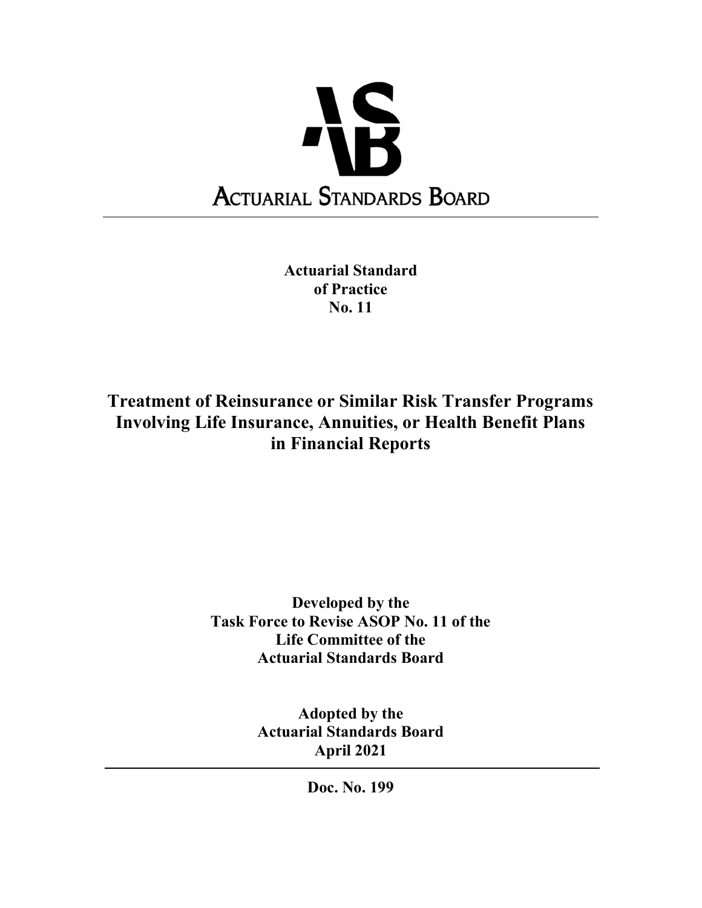# ACTUARIAL STANDARDS BOARD

**Actuarial Standard of Practice No. 11**

## Treatment of Reinsurance or Similar Risk Transfer Programs Involving Life Insurance, Annuities, or Health Benefit Plans in Financial Reports

**Developed by the Task Force to Revise ASOP No. 11 of the Life Committee of the Actuarial Standards Board**

**Adopted by the Actuarial Standards Board April 2021**

**Doc. No. 199**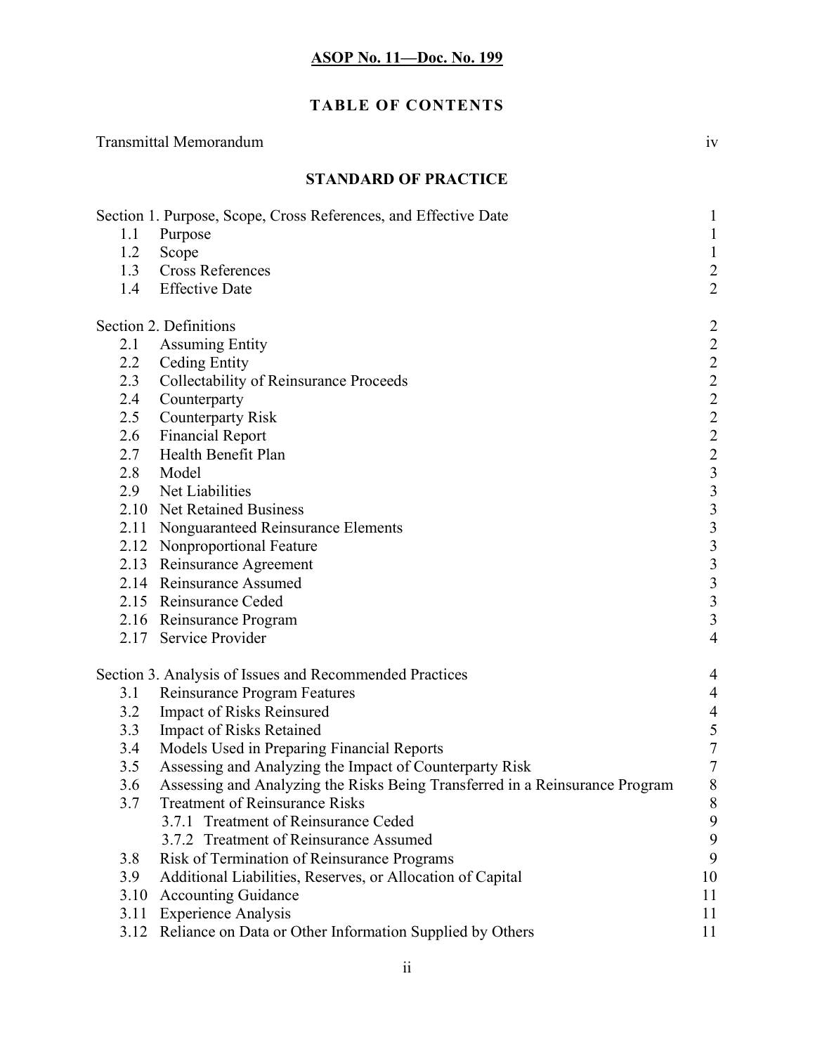**ASOP No. 11—Doc. No. 199**

# TABLE OF CONTENTS

Transmittal Memorandum iv

## STANDARD OF PRACTICE

| | | |
|---|---|---|
| Section 1. Purpose, Scope, Cross References, and Effective Date | | 1 |
| 1.1 | Purpose | 1 |
| 1.2 | Scope | 1 |
| 1.3 | Cross References | 2 |
| 1.4 | Effective Date | 2 |
| Section 2. Definitions | | 2 |
| 2.1 | Assuming Entity | 2 |
| 2.2 | Ceding Entity | 2 |
| 2.3 | Collectability of Reinsurance Proceeds | 2 |
| 2.4 | Counterparty | 2 |
| 2.5 | Counterparty Risk | 2 |
| 2.6 | Financial Report | 2 |
| 2.7 | Health Benefit Plan | 2 |
| 2.8 | Model | 3 |
| 2.9 | Net Liabilities | 3 |
| 2.10 | Net Retained Business | 3 |
| 2.11 | Nonguaranteed Reinsurance Elements | 3 |
| 2.12 | Nonproportional Feature | 3 |
| 2.13 | Reinsurance Agreement | 3 |
| 2.14 | Reinsurance Assumed | 3 |
| 2.15 | Reinsurance Ceded | 3 |
| 2.16 | Reinsurance Program | 3 |
| 2.17 | Service Provider | 4 |
| Section 3. Analysis of Issues and Recommended Practices | | 4 |
| 3.1 | Reinsurance Program Features | 4 |
| 3.2 | Impact of Risks Reinsured | 4 |
| 3.3 | Impact of Risks Retained | 5 |
| 3.4 | Models Used in Preparing Financial Reports | 7 |
| 3.5 | Assessing and Analyzing the Impact of Counterparty Risk | 7 |
| 3.6 | Assessing and Analyzing the Risks Being Transferred in a Reinsurance Program | 8 |
| 3.7 | Treatment of Reinsurance Risks | 8 |
| | 3.7.1 Treatment of Reinsurance Ceded | 9 |
| | 3.7.2 Treatment of Reinsurance Assumed | 9 |
| 3.8 | Risk of Termination of Reinsurance Programs | 9 |
| 3.9 | Additional Liabilities, Reserves, or Allocation of Capital | 10 |
| 3.10 | Accounting Guidance | 11 |
| 3.11 | Experience Analysis | 11 |
| 3.12 | Reliance on Data or Other Information Supplied by Others | 11 |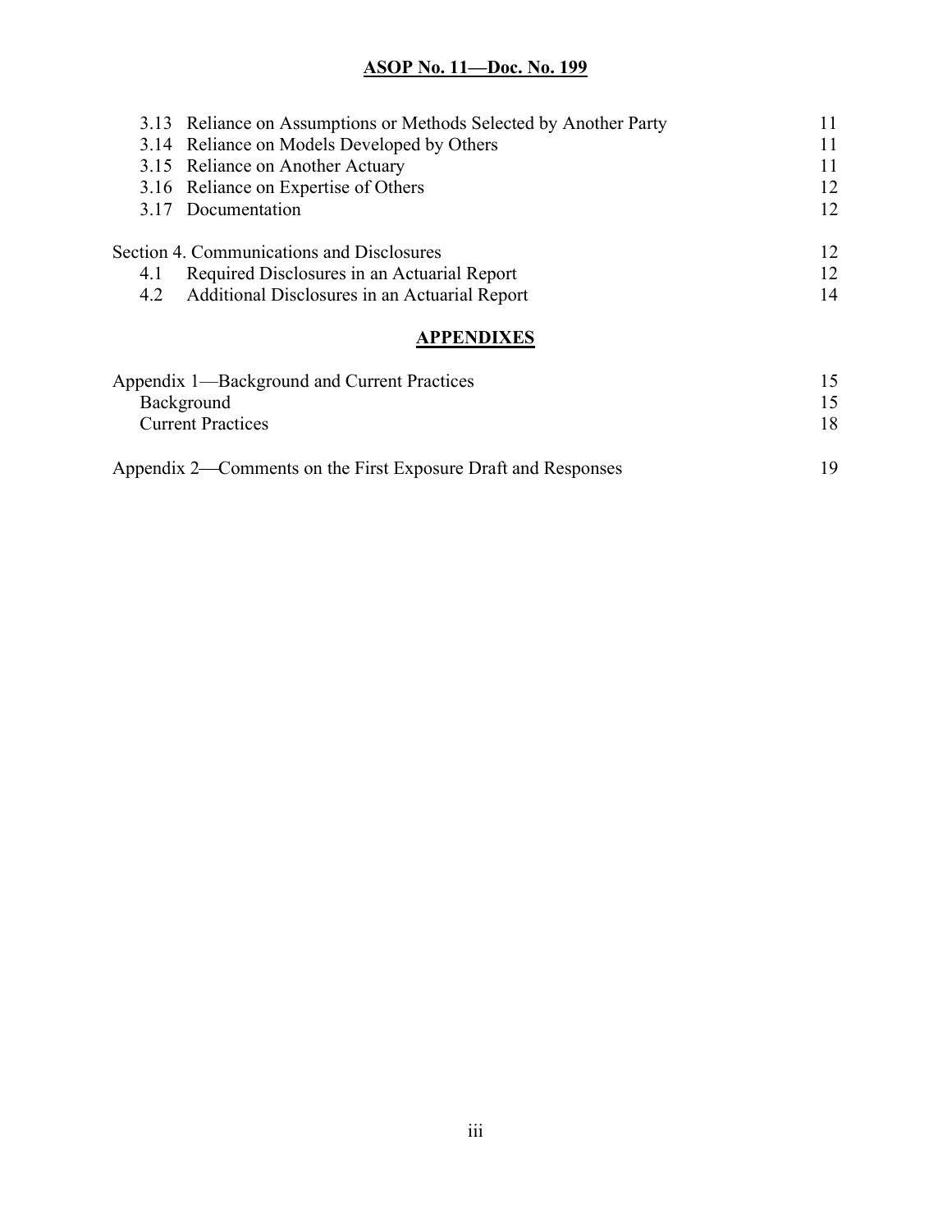| | | |
|---|---|---|
| 3.13 | Reliance on Assumptions or Methods Selected by Another Party | 11 |
| 3.14 | Reliance on Models Developed by Others | 11 |
| 3.15 | Reliance on Another Actuary | 11 |
| 3.16 | Reliance on Expertise of Others | 12 |
| 3.17 | Documentation | 12 |
| Section 4. Communications and Disclosures | | 12 |
| 4.1 | Required Disclosures in an Actuarial Report | 12 |
| 4.2 | Additional Disclosures in an Actuarial Report | 14 |

## APPENDIXES

| | |
|---|---|
| Appendix 1—Background and Current Practices | 15 |
| Background | 15 |
| Current Practices | 18 |
| Appendix 2—Comments on the First Exposure Draft and Responses | 19 |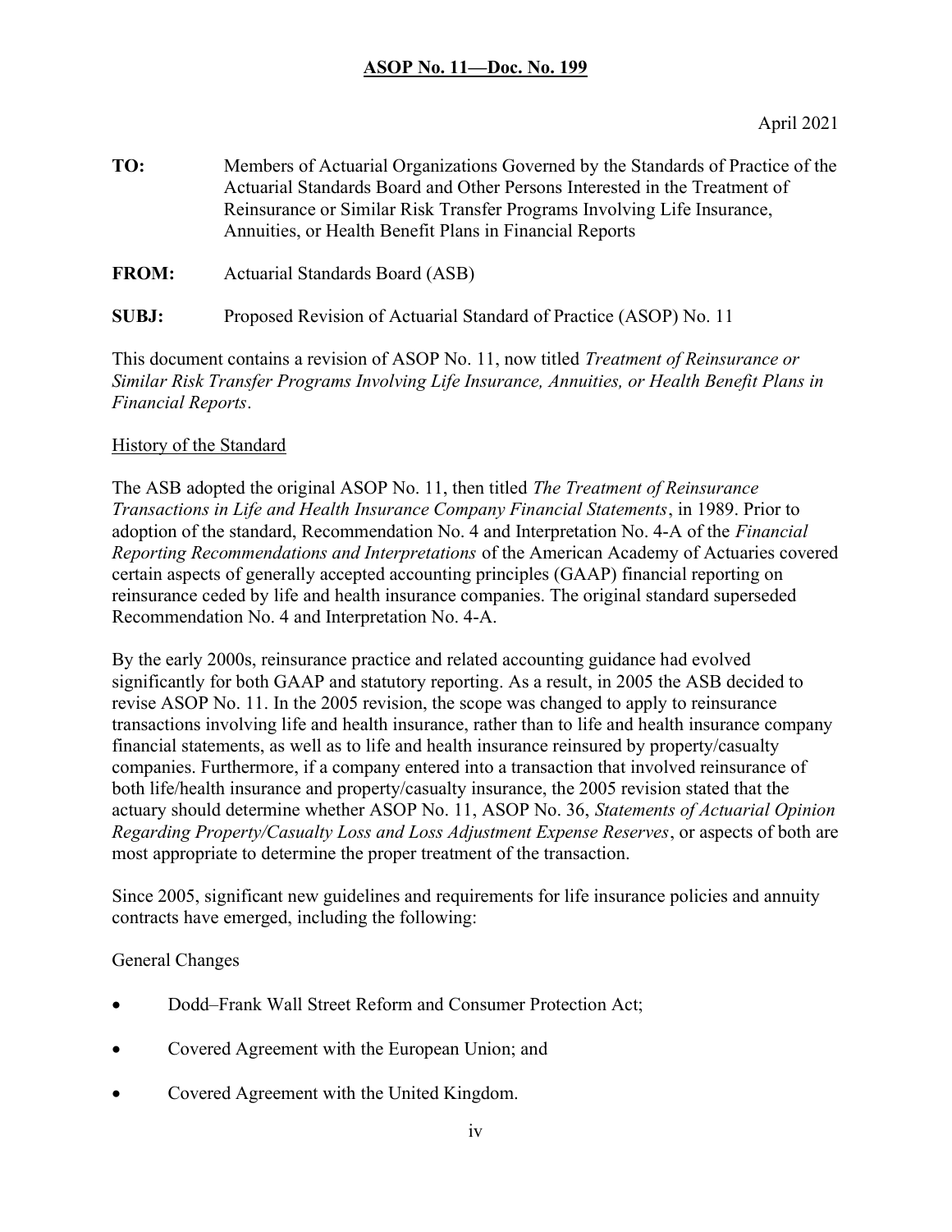**ASOP No. 11—Doc. No. 199**

April 2021

**TO:** Members of Actuarial Organizations Governed by the Standards of Practice of the Actuarial Standards Board and Other Persons Interested in the Treatment of Reinsurance or Similar Risk Transfer Programs Involving Life Insurance, Annuities, or Health Benefit Plans in Financial Reports

**FROM:** Actuarial Standards Board (ASB)

**SUBJ:** Proposed Revision of Actuarial Standard of Practice (ASOP) No. 11

This document contains a revision of ASOP No. 11, now titled *Treatment of Reinsurance or Similar Risk Transfer Programs Involving Life Insurance, Annuities, or Health Benefit Plans in Financial Reports*.

History of the Standard

The ASB adopted the original ASOP No. 11, then titled *The Treatment of Reinsurance Transactions in Life and Health Insurance Company Financial Statements*, in 1989. Prior to adoption of the standard, Recommendation No. 4 and Interpretation No. 4-A of the *Financial Reporting Recommendations and Interpretations* of the American Academy of Actuaries covered certain aspects of generally accepted accounting principles (GAAP) financial reporting on reinsurance ceded by life and health insurance companies. The original standard superseded Recommendation No. 4 and Interpretation No. 4-A.

By the early 2000s, reinsurance practice and related accounting guidance had evolved significantly for both GAAP and statutory reporting. As a result, in 2005 the ASB decided to revise ASOP No. 11. In the 2005 revision, the scope was changed to apply to reinsurance transactions involving life and health insurance, rather than to life and health insurance company financial statements, as well as to life and health insurance reinsured by property/casualty companies. Furthermore, if a company entered into a transaction that involved reinsurance of both life/health insurance and property/casualty insurance, the 2005 revision stated that the actuary should determine whether ASOP No. 11, ASOP No. 36, *Statements of Actuarial Opinion Regarding Property/Casualty Loss and Loss Adjustment Expense Reserves*, or aspects of both are most appropriate to determine the proper treatment of the transaction.

Since 2005, significant new guidelines and requirements for life insurance policies and annuity contracts have emerged, including the following:

General Changes

- Dodd–Frank Wall Street Reform and Consumer Protection Act;
- Covered Agreement with the European Union; and
- Covered Agreement with the United Kingdom.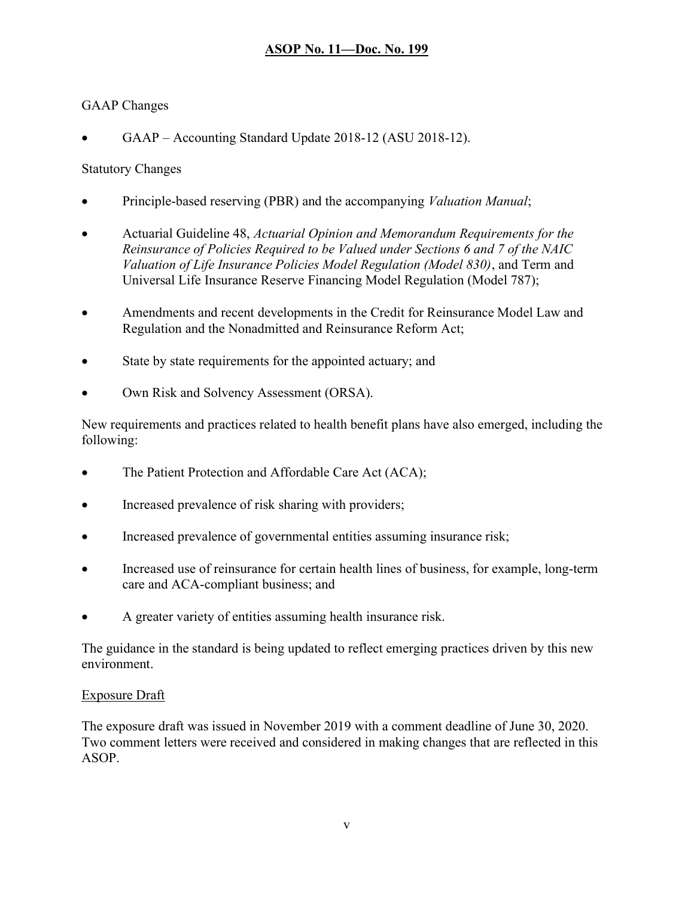GAAP Changes

- GAAP – Accounting Standard Update 2018-12 (ASU 2018-12).

Statutory Changes

- Principle-based reserving (PBR) and the accompanying *Valuation Manual*;
- Actuarial Guideline 48, *Actuarial Opinion and Memorandum Requirements for the Reinsurance of Policies Required to be Valued under Sections 6 and 7 of the NAIC Valuation of Life Insurance Policies Model Regulation (Model 830)*, and Term and Universal Life Insurance Reserve Financing Model Regulation (Model 787);
- Amendments and recent developments in the Credit for Reinsurance Model Law and Regulation and the Nonadmitted and Reinsurance Reform Act;
- State by state requirements for the appointed actuary; and
- Own Risk and Solvency Assessment (ORSA).

New requirements and practices related to health benefit plans have also emerged, including the following:

- The Patient Protection and Affordable Care Act (ACA);
- Increased prevalence of risk sharing with providers;
- Increased prevalence of governmental entities assuming insurance risk;
- Increased use of reinsurance for certain health lines of business, for example, long-term care and ACA-compliant business; and
- A greater variety of entities assuming health insurance risk.

The guidance in the standard is being updated to reflect emerging practices driven by this new environment.

Exposure Draft

The exposure draft was issued in November 2019 with a comment deadline of June 30, 2020. Two comment letters were received and considered in making changes that are reflected in this ASOP.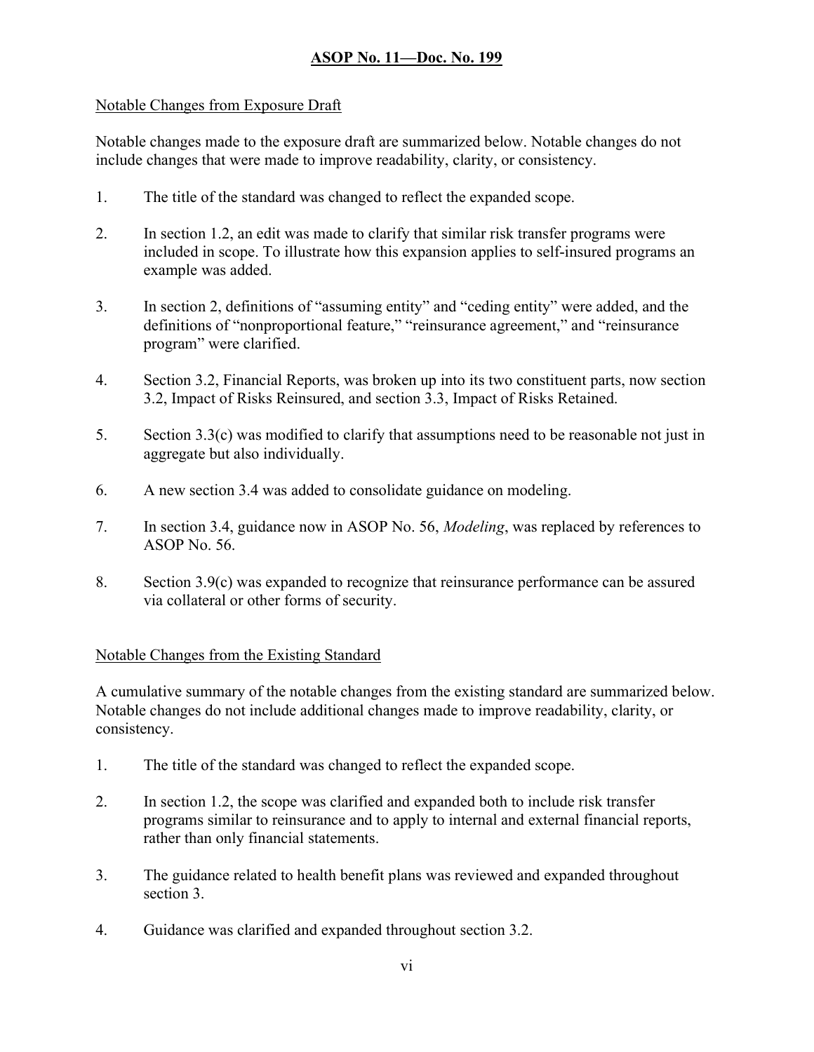Notable Changes from Exposure Draft

Notable changes made to the exposure draft are summarized below. Notable changes do not include changes that were made to improve readability, clarity, or consistency.

1. The title of the standard was changed to reflect the expanded scope.

2. In section 1.2, an edit was made to clarify that similar risk transfer programs were included in scope. To illustrate how this expansion applies to self-insured programs an example was added.

3. In section 2, definitions of "assuming entity" and "ceding entity" were added, and the definitions of "nonproportional feature," "reinsurance agreement," and "reinsurance program" were clarified.

4. Section 3.2, Financial Reports, was broken up into its two constituent parts, now section 3.2, Impact of Risks Reinsured, and section 3.3, Impact of Risks Retained.

5. Section 3.3(c) was modified to clarify that assumptions need to be reasonable not just in aggregate but also individually.

6. A new section 3.4 was added to consolidate guidance on modeling.

7. In section 3.4, guidance now in ASOP No. 56, *Modeling*, was replaced by references to ASOP No. 56.

8. Section 3.9(c) was expanded to recognize that reinsurance performance can be assured via collateral or other forms of security.

Notable Changes from the Existing Standard

A cumulative summary of the notable changes from the existing standard are summarized below. Notable changes do not include additional changes made to improve readability, clarity, or consistency.

1. The title of the standard was changed to reflect the expanded scope.

2. In section 1.2, the scope was clarified and expanded both to include risk transfer programs similar to reinsurance and to apply to internal and external financial reports, rather than only financial statements.

3. The guidance related to health benefit plans was reviewed and expanded throughout section 3.

4. Guidance was clarified and expanded throughout section 3.2.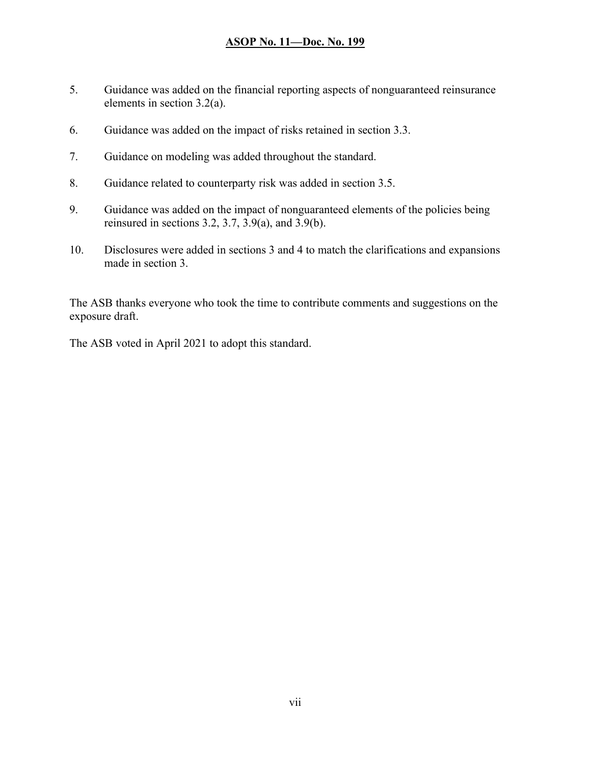5. Guidance was added on the financial reporting aspects of nonguaranteed reinsurance elements in section 3.2(a).

6. Guidance was added on the impact of risks retained in section 3.3.

7. Guidance on modeling was added throughout the standard.

8. Guidance related to counterparty risk was added in section 3.5.

9. Guidance was added on the impact of nonguaranteed elements of the policies being reinsured in sections 3.2, 3.7, 3.9(a), and 3.9(b).

10. Disclosures were added in sections 3 and 4 to match the clarifications and expansions made in section 3.

The ASB thanks everyone who took the time to contribute comments and suggestions on the exposure draft.

The ASB voted in April 2021 to adopt this standard.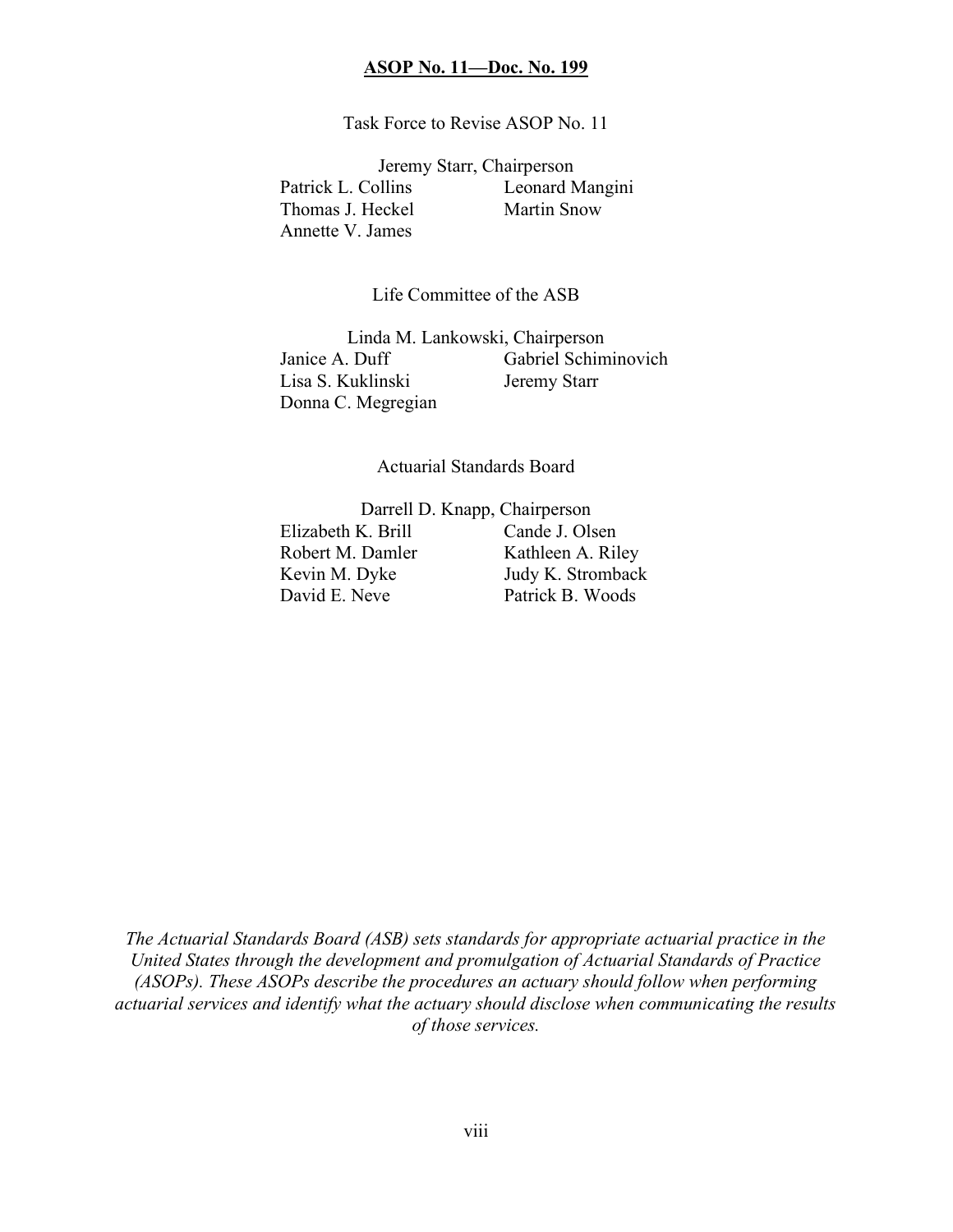**ASOP No. 11—Doc. No. 199**

Task Force to Revise ASOP No. 11

Jeremy Starr, Chairperson

Patrick L. Collins
Leonard Mangini
Thomas J. Heckel
Martin Snow
Annette V. James

Life Committee of the ASB

Linda M. Lankowski, Chairperson

Janice A. Duff
Gabriel Schiminovich
Lisa S. Kuklinski
Jeremy Starr
Donna C. Megregian

Actuarial Standards Board

Darrell D. Knapp, Chairperson

Elizabeth K. Brill
Cande J. Olsen
Robert M. Damler
Kathleen A. Riley
Kevin M. Dyke
Judy K. Stromback
David E. Neve
Patrick B. Woods

*The Actuarial Standards Board (ASB) sets standards for appropriate actuarial practice in the United States through the development and promulgation of Actuarial Standards of Practice (ASOPs). These ASOPs describe the procedures an actuary should follow when performing actuarial services and identify what the actuary should disclose when communicating the results of those services.*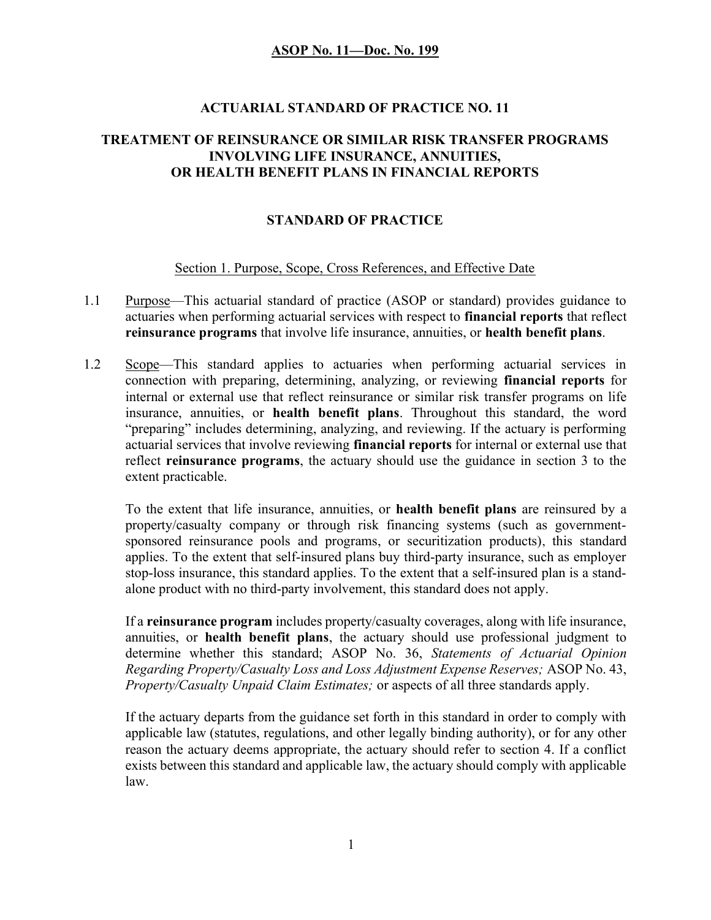**ASOP No. 11—Doc. No. 199**

# ACTUARIAL STANDARD OF PRACTICE NO. 11

# TREATMENT OF REINSURANCE OR SIMILAR RISK TRANSFER PROGRAMS INVOLVING LIFE INSURANCE, ANNUITIES, OR HEALTH BENEFIT PLANS IN FINANCIAL REPORTS

## STANDARD OF PRACTICE

### Section 1. Purpose, Scope, Cross References, and Effective Date

1.1 Purpose—This actuarial standard of practice (ASOP or standard) provides guidance to actuaries when performing actuarial services with respect to **financial reports** that reflect **reinsurance programs** that involve life insurance, annuities, or **health benefit plans**.

1.2 Scope—This standard applies to actuaries when performing actuarial services in connection with preparing, determining, analyzing, or reviewing **financial reports** for internal or external use that reflect reinsurance or similar risk transfer programs on life insurance, annuities, or **health benefit plans**. Throughout this standard, the word "preparing" includes determining, analyzing, and reviewing. If the actuary is performing actuarial services that involve reviewing **financial reports** for internal or external use that reflect **reinsurance programs**, the actuary should use the guidance in section 3 to the extent practicable.

To the extent that life insurance, annuities, or **health benefit plans** are reinsured by a property/casualty company or through risk financing systems (such as government-sponsored reinsurance pools and programs, or securitization products), this standard applies. To the extent that self-insured plans buy third-party insurance, such as employer stop-loss insurance, this standard applies. To the extent that a self-insured plan is a stand-alone product with no third-party involvement, this standard does not apply.

If a **reinsurance program** includes property/casualty coverages, along with life insurance, annuities, or **health benefit plans**, the actuary should use professional judgment to determine whether this standard; ASOP No. 36, *Statements of Actuarial Opinion Regarding Property/Casualty Loss and Loss Adjustment Expense Reserves;* ASOP No. 43, *Property/Casualty Unpaid Claim Estimates;* or aspects of all three standards apply.

If the actuary departs from the guidance set forth in this standard in order to comply with applicable law (statutes, regulations, and other legally binding authority), or for any other reason the actuary deems appropriate, the actuary should refer to section 4. If a conflict exists between this standard and applicable law, the actuary should comply with applicable law.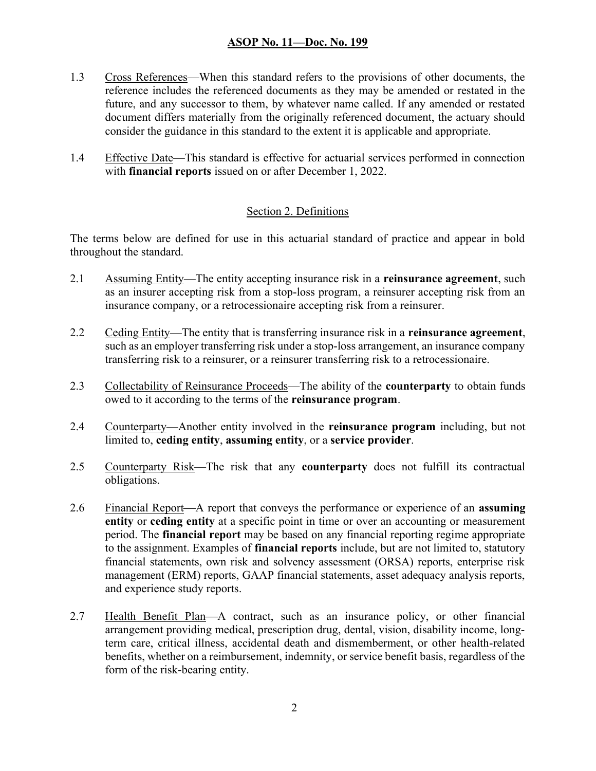1.3 Cross References—When this standard refers to the provisions of other documents, the reference includes the referenced documents as they may be amended or restated in the future, and any successor to them, by whatever name called. If any amended or restated document differs materially from the originally referenced document, the actuary should consider the guidance in this standard to the extent it is applicable and appropriate.

1.4 Effective Date—This standard is effective for actuarial services performed in connection with **financial reports** issued on or after December 1, 2022.

## Section 2. Definitions

The terms below are defined for use in this actuarial standard of practice and appear in bold throughout the standard.

2.1 Assuming Entity—The entity accepting insurance risk in a **reinsurance agreement**, such as an insurer accepting risk from a stop-loss program, a reinsurer accepting risk from an insurance company, or a retrocessionaire accepting risk from a reinsurer.

2.2 Ceding Entity—The entity that is transferring insurance risk in a **reinsurance agreement**, such as an employer transferring risk under a stop-loss arrangement, an insurance company transferring risk to a reinsurer, or a reinsurer transferring risk to a retrocessionaire.

2.3 Collectability of Reinsurance Proceeds—The ability of the **counterparty** to obtain funds owed to it according to the terms of the **reinsurance program**.

2.4 Counterparty—Another entity involved in the **reinsurance program** including, but not limited to, **ceding entity**, **assuming entity**, or a **service provider**.

2.5 Counterparty Risk—The risk that any **counterparty** does not fulfill its contractual obligations.

2.6 Financial Report—A report that conveys the performance or experience of an **assuming entity** or **ceding entity** at a specific point in time or over an accounting or measurement period. The **financial report** may be based on any financial reporting regime appropriate to the assignment. Examples of **financial reports** include, but are not limited to, statutory financial statements, own risk and solvency assessment (ORSA) reports, enterprise risk management (ERM) reports, GAAP financial statements, asset adequacy analysis reports, and experience study reports.

2.7 Health Benefit Plan—A contract, such as an insurance policy, or other financial arrangement providing medical, prescription drug, dental, vision, disability income, long-term care, critical illness, accidental death and dismemberment, or other health-related benefits, whether on a reimbursement, indemnity, or service benefit basis, regardless of the form of the risk-bearing entity.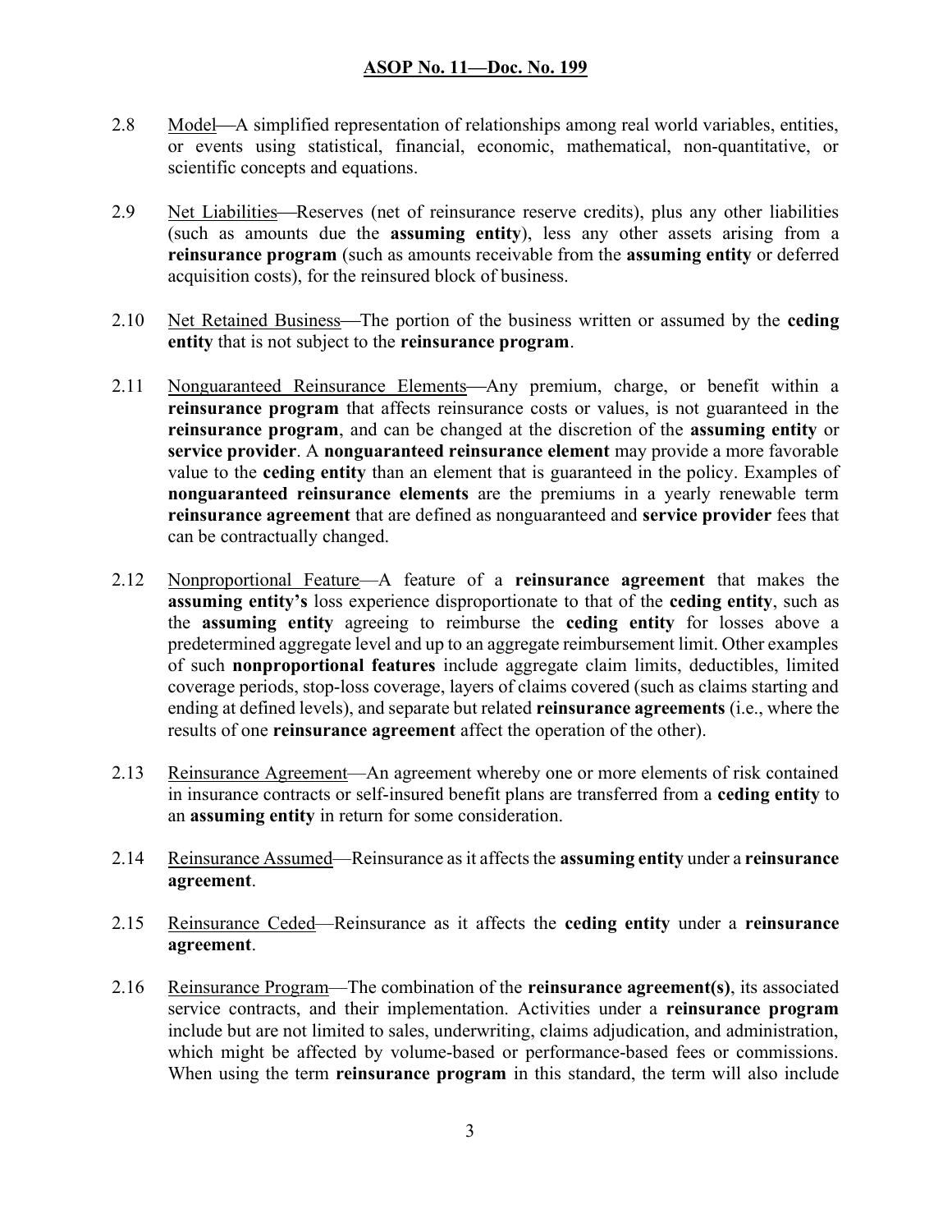2.8 Model—A simplified representation of relationships among real world variables, entities, or events using statistical, financial, economic, mathematical, non-quantitative, or scientific concepts and equations.

2.9 Net Liabilities—Reserves (net of reinsurance reserve credits), plus any other liabilities (such as amounts due the **assuming entity**), less any other assets arising from a **reinsurance program** (such as amounts receivable from the **assuming entity** or deferred acquisition costs), for the reinsured block of business.

2.10 Net Retained Business—The portion of the business written or assumed by the **ceding entity** that is not subject to the **reinsurance program**.

2.11 Nonguaranteed Reinsurance Elements—Any premium, charge, or benefit within a **reinsurance program** that affects reinsurance costs or values, is not guaranteed in the **reinsurance program**, and can be changed at the discretion of the **assuming entity** or **service provider**. A **nonguaranteed reinsurance element** may provide a more favorable value to the **ceding entity** than an element that is guaranteed in the policy. Examples of **nonguaranteed reinsurance elements** are the premiums in a yearly renewable term **reinsurance agreement** that are defined as nonguaranteed and **service provider** fees that can be contractually changed.

2.12 Nonproportional Feature—A feature of a **reinsurance agreement** that makes the **assuming entity's** loss experience disproportionate to that of the **ceding entity**, such as the **assuming entity** agreeing to reimburse the **ceding entity** for losses above a predetermined aggregate level and up to an aggregate reimbursement limit. Other examples of such **nonproportional features** include aggregate claim limits, deductibles, limited coverage periods, stop-loss coverage, layers of claims covered (such as claims starting and ending at defined levels), and separate but related **reinsurance agreements** (i.e., where the results of one **reinsurance agreement** affect the operation of the other).

2.13 Reinsurance Agreement—An agreement whereby one or more elements of risk contained in insurance contracts or self-insured benefit plans are transferred from a **ceding entity** to an **assuming entity** in return for some consideration.

2.14 Reinsurance Assumed—Reinsurance as it affects the **assuming entity** under a **reinsurance agreement**.

2.15 Reinsurance Ceded—Reinsurance as it affects the **ceding entity** under a **reinsurance agreement**.

2.16 Reinsurance Program—The combination of the **reinsurance agreement(s)**, its associated service contracts, and their implementation. Activities under a **reinsurance program** include but are not limited to sales, underwriting, claims adjudication, and administration, which might be affected by volume-based or performance-based fees or commissions. When using the term **reinsurance program** in this standard, the term will also include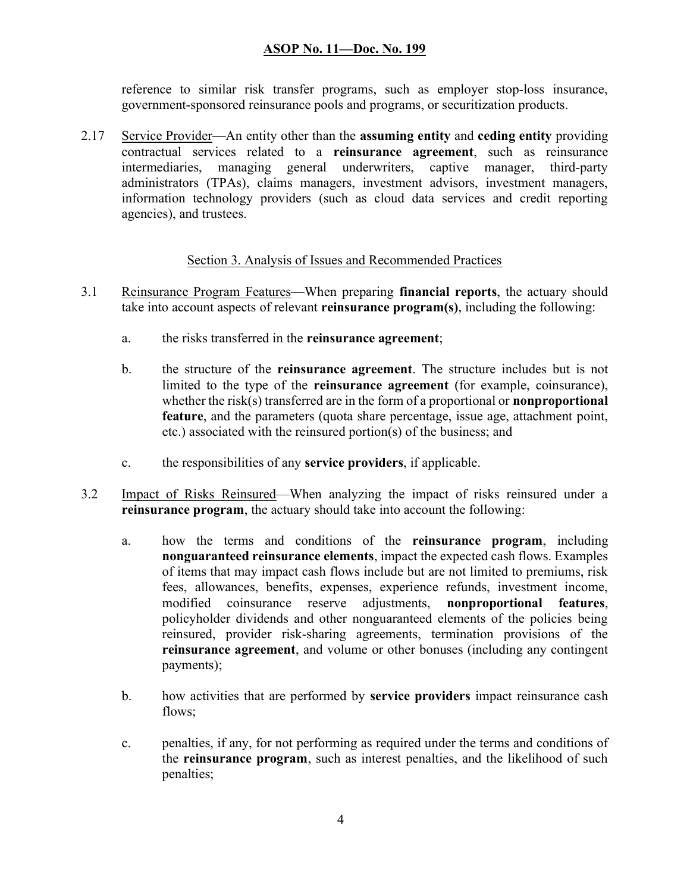reference to similar risk transfer programs, such as employer stop-loss insurance, government-sponsored reinsurance pools and programs, or securitization products.

2.17 Service Provider—An entity other than the **assuming entity** and **ceding entity** providing contractual services related to a **reinsurance agreement**, such as reinsurance intermediaries, managing general underwriters, captive manager, third-party administrators (TPAs), claims managers, investment advisors, investment managers, information technology providers (such as cloud data services and credit reporting agencies), and trustees.

## Section 3. Analysis of Issues and Recommended Practices

3.1 Reinsurance Program Features—When preparing **financial reports**, the actuary should take into account aspects of relevant **reinsurance program(s)**, including the following:

a. the risks transferred in the **reinsurance agreement**;

b. the structure of the **reinsurance agreement**. The structure includes but is not limited to the type of the **reinsurance agreement** (for example, coinsurance), whether the risk(s) transferred are in the form of a proportional or **nonproportional feature**, and the parameters (quota share percentage, issue age, attachment point, etc.) associated with the reinsured portion(s) of the business; and

c. the responsibilities of any **service providers**, if applicable.

3.2 Impact of Risks Reinsured—When analyzing the impact of risks reinsured under a **reinsurance program**, the actuary should take into account the following:

a. how the terms and conditions of the **reinsurance program**, including **nonguaranteed reinsurance elements**, impact the expected cash flows. Examples of items that may impact cash flows include but are not limited to premiums, risk fees, allowances, benefits, expenses, experience refunds, investment income, modified coinsurance reserve adjustments, **nonproportional features**, policyholder dividends and other nonguaranteed elements of the policies being reinsured, provider risk-sharing agreements, termination provisions of the **reinsurance agreement**, and volume or other bonuses (including any contingent payments);

b. how activities that are performed by **service providers** impact reinsurance cash flows;

c. penalties, if any, for not performing as required under the terms and conditions of the **reinsurance program**, such as interest penalties, and the likelihood of such penalties;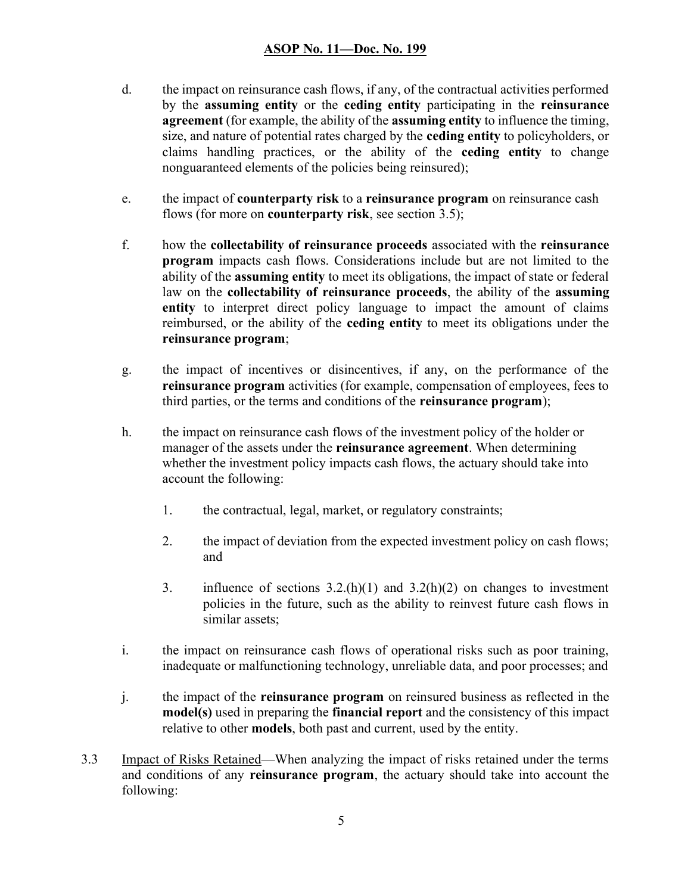d. the impact on reinsurance cash flows, if any, of the contractual activities performed by the **assuming entity** or the **ceding entity** participating in the **reinsurance agreement** (for example, the ability of the **assuming entity** to influence the timing, size, and nature of potential rates charged by the **ceding entity** to policyholders, or claims handling practices, or the ability of the **ceding entity** to change nonguaranteed elements of the policies being reinsured);

e. the impact of **counterparty risk** to a **reinsurance program** on reinsurance cash flows (for more on **counterparty risk**, see section 3.5);

f. how the **collectability of reinsurance proceeds** associated with the **reinsurance program** impacts cash flows. Considerations include but are not limited to the ability of the **assuming entity** to meet its obligations, the impact of state or federal law on the **collectability of reinsurance proceeds**, the ability of the **assuming entity** to interpret direct policy language to impact the amount of claims reimbursed, or the ability of the **ceding entity** to meet its obligations under the **reinsurance program**;

g. the impact of incentives or disincentives, if any, on the performance of the **reinsurance program** activities (for example, compensation of employees, fees to third parties, or the terms and conditions of the **reinsurance program**);

h. the impact on reinsurance cash flows of the investment policy of the holder or manager of the assets under the **reinsurance agreement**. When determining whether the investment policy impacts cash flows, the actuary should take into account the following:

   1. the contractual, legal, market, or regulatory constraints;

   2. the impact of deviation from the expected investment policy on cash flows; and

   3. influence of sections 3.2.(h)(1) and 3.2(h)(2) on changes to investment policies in the future, such as the ability to reinvest future cash flows in similar assets;

i. the impact on reinsurance cash flows of operational risks such as poor training, inadequate or malfunctioning technology, unreliable data, and poor processes; and

j. the impact of the **reinsurance program** on reinsured business as reflected in the **model(s)** used in preparing the **financial report** and the consistency of this impact relative to other **models**, both past and current, used by the entity.

3.3 Impact of Risks Retained—When analyzing the impact of risks retained under the terms and conditions of any **reinsurance program**, the actuary should take into account the following: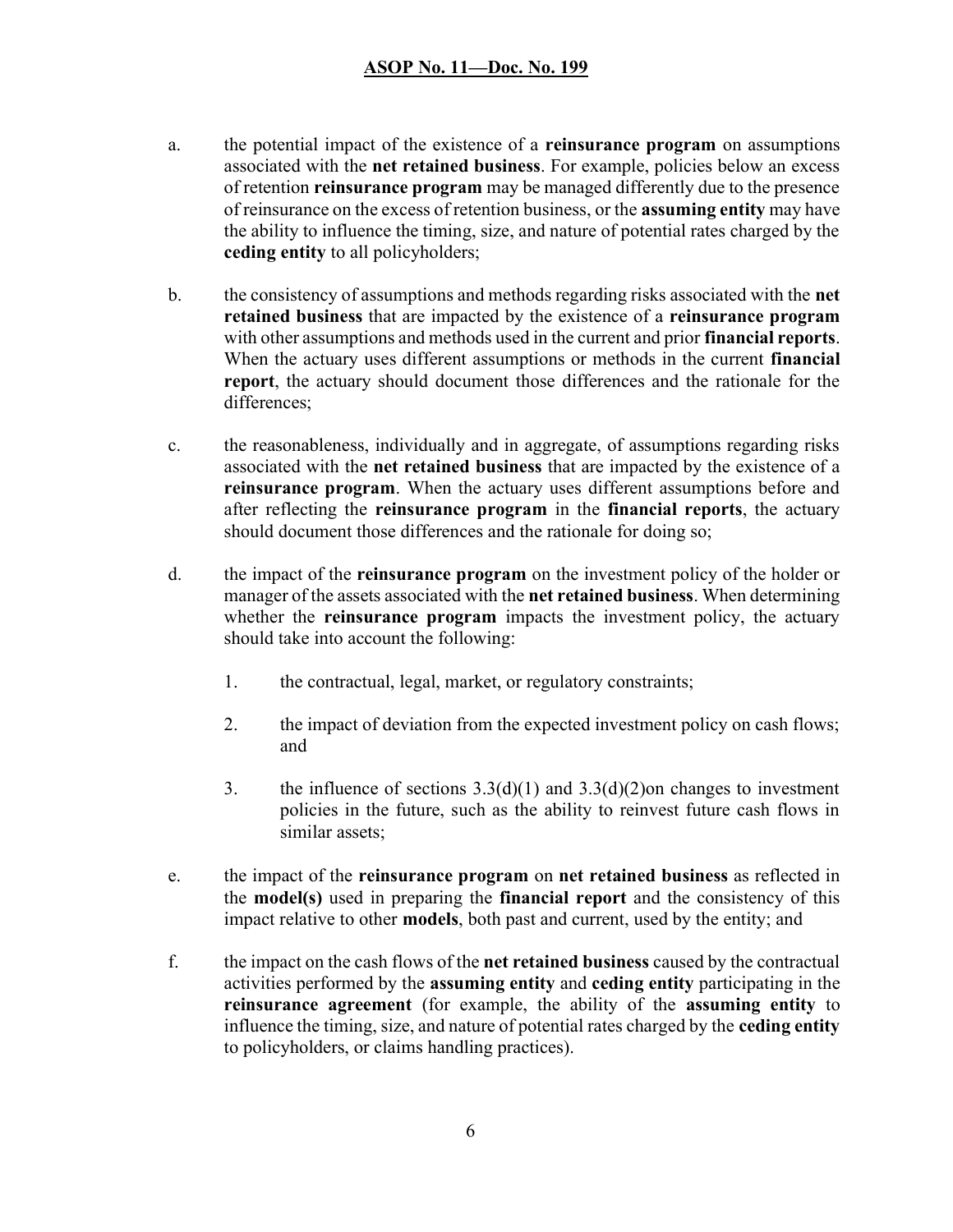a. the potential impact of the existence of a **reinsurance program** on assumptions associated with the **net retained business**. For example, policies below an excess of retention **reinsurance program** may be managed differently due to the presence of reinsurance on the excess of retention business, or the **assuming entity** may have the ability to influence the timing, size, and nature of potential rates charged by the **ceding entity** to all policyholders;

b. the consistency of assumptions and methods regarding risks associated with the **net retained business** that are impacted by the existence of a **reinsurance program** with other assumptions and methods used in the current and prior **financial reports**. When the actuary uses different assumptions or methods in the current **financial report**, the actuary should document those differences and the rationale for the differences;

c. the reasonableness, individually and in aggregate, of assumptions regarding risks associated with the **net retained business** that are impacted by the existence of a **reinsurance program**. When the actuary uses different assumptions before and after reflecting the **reinsurance program** in the **financial reports**, the actuary should document those differences and the rationale for doing so;

d. the impact of the **reinsurance program** on the investment policy of the holder or manager of the assets associated with the **net retained business**. When determining whether the **reinsurance program** impacts the investment policy, the actuary should take into account the following:

    1. the contractual, legal, market, or regulatory constraints;

    2. the impact of deviation from the expected investment policy on cash flows; and

    3. the influence of sections 3.3(d)(1) and 3.3(d)(2)on changes to investment policies in the future, such as the ability to reinvest future cash flows in similar assets;

e. the impact of the **reinsurance program** on **net retained business** as reflected in the **model(s)** used in preparing the **financial report** and the consistency of this impact relative to other **models**, both past and current, used by the entity; and

f. the impact on the cash flows of the **net retained business** caused by the contractual activities performed by the **assuming entity** and **ceding entity** participating in the **reinsurance agreement** (for example, the ability of the **assuming entity** to influence the timing, size, and nature of potential rates charged by the **ceding entity** to policyholders, or claims handling practices).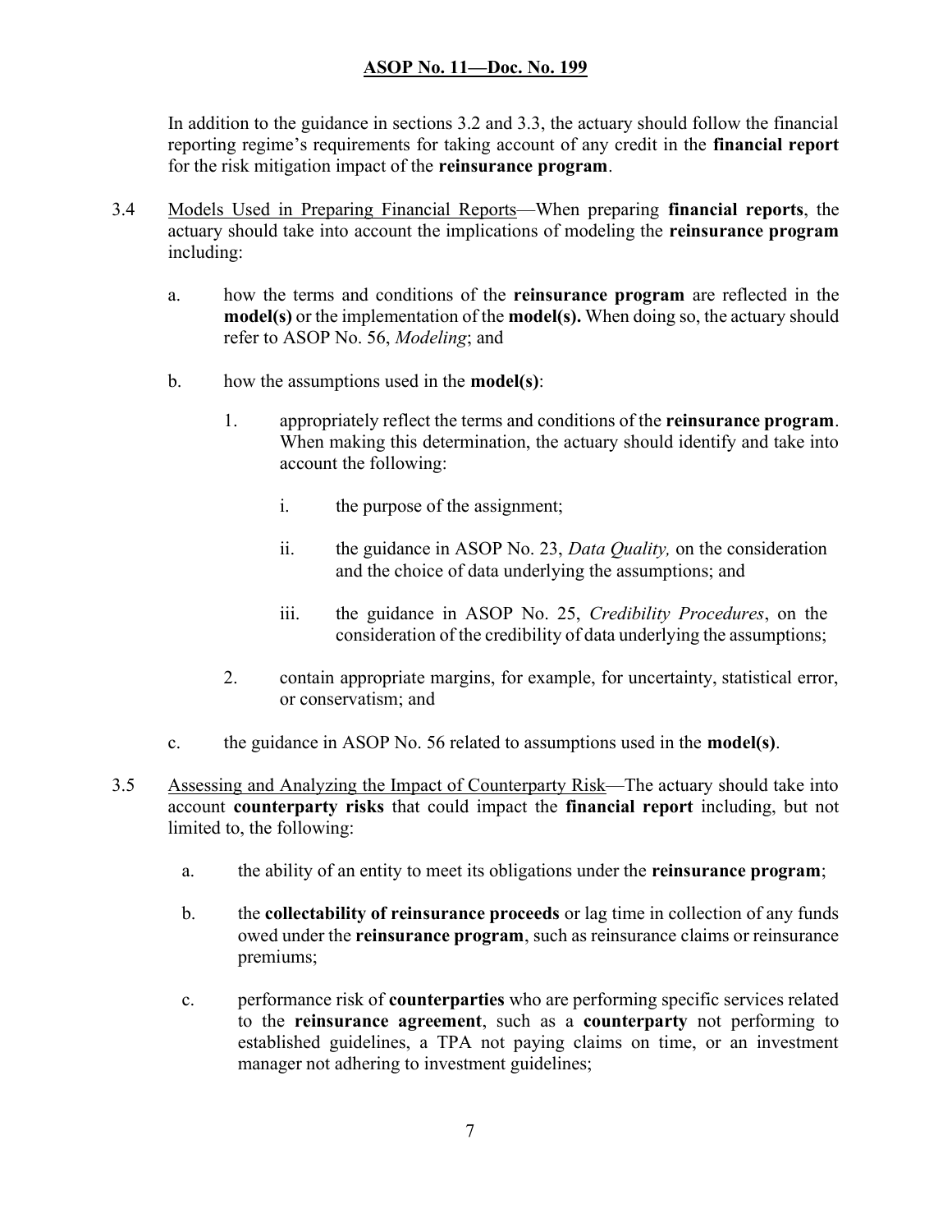In addition to the guidance in sections 3.2 and 3.3, the actuary should follow the financial reporting regime's requirements for taking account of any credit in the **financial report** for the risk mitigation impact of the **reinsurance program**.

3.4 Models Used in Preparing Financial Reports—When preparing **financial reports**, the actuary should take into account the implications of modeling the **reinsurance program** including:

a. how the terms and conditions of the **reinsurance program** are reflected in the **model(s)** or the implementation of the **model(s).** When doing so, the actuary should refer to ASOP No. 56, *Modeling*; and

b. how the assumptions used in the **model(s)**:

1. appropriately reflect the terms and conditions of the **reinsurance program**. When making this determination, the actuary should identify and take into account the following:

   i. the purpose of the assignment;

   ii. the guidance in ASOP No. 23, *Data Quality,* on the consideration and the choice of data underlying the assumptions; and

   iii. the guidance in ASOP No. 25, *Credibility Procedures*, on the consideration of the credibility of data underlying the assumptions;

2. contain appropriate margins, for example, for uncertainty, statistical error, or conservatism; and

c. the guidance in ASOP No. 56 related to assumptions used in the **model(s)**.

3.5 Assessing and Analyzing the Impact of Counterparty Risk—The actuary should take into account **counterparty risks** that could impact the **financial report** including, but not limited to, the following:

a. the ability of an entity to meet its obligations under the **reinsurance program**;

b. the **collectability of reinsurance proceeds** or lag time in collection of any funds owed under the **reinsurance program**, such as reinsurance claims or reinsurance premiums;

c. performance risk of **counterparties** who are performing specific services related to the **reinsurance agreement**, such as a **counterparty** not performing to established guidelines, a TPA not paying claims on time, or an investment manager not adhering to investment guidelines;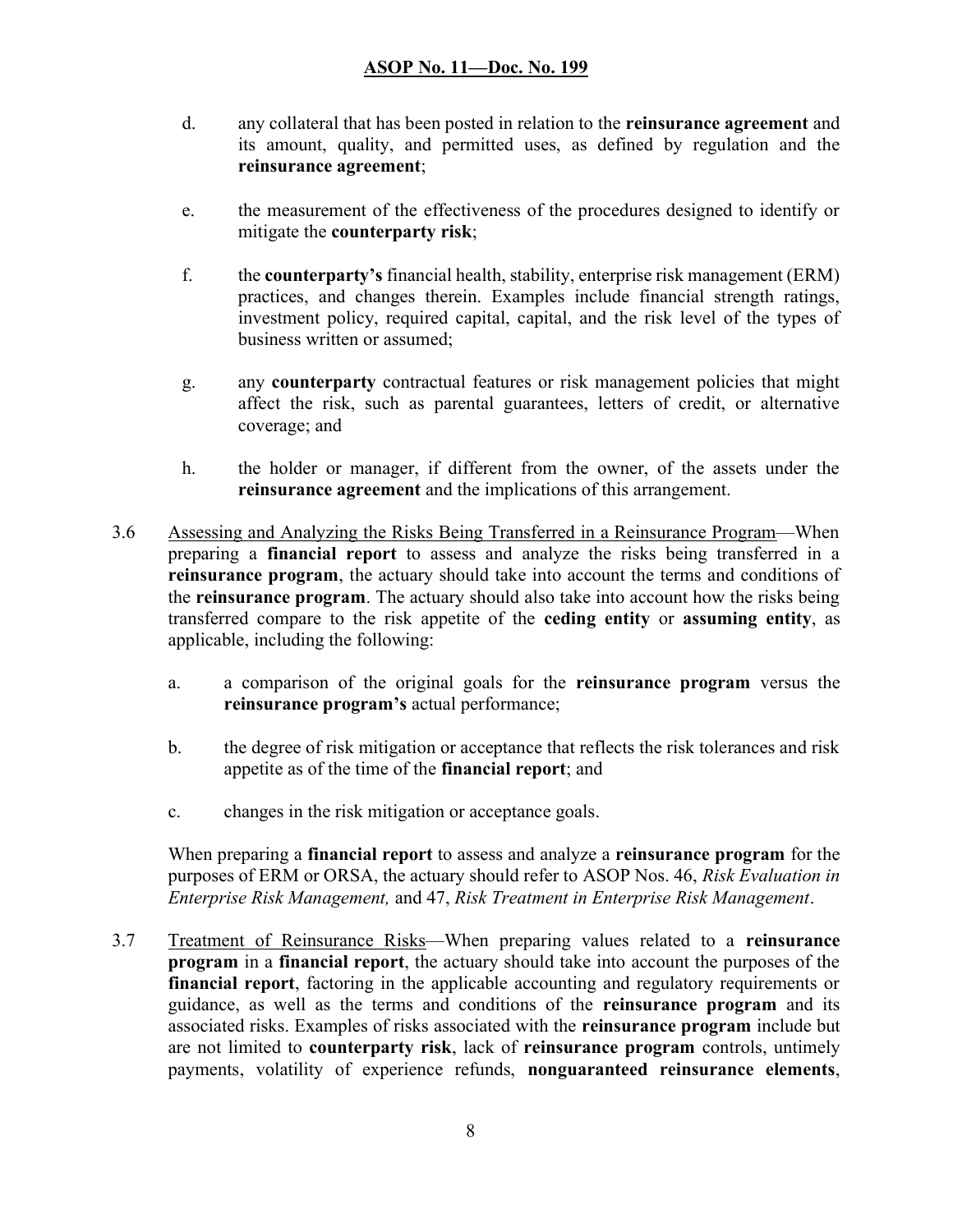d. any collateral that has been posted in relation to the **reinsurance agreement** and its amount, quality, and permitted uses, as defined by regulation and the **reinsurance agreement**;

e. the measurement of the effectiveness of the procedures designed to identify or mitigate the **counterparty risk**;

f. the **counterparty's** financial health, stability, enterprise risk management (ERM) practices, and changes therein. Examples include financial strength ratings, investment policy, required capital, capital, and the risk level of the types of business written or assumed;

g. any **counterparty** contractual features or risk management policies that might affect the risk, such as parental guarantees, letters of credit, or alternative coverage; and

h. the holder or manager, if different from the owner, of the assets under the **reinsurance agreement** and the implications of this arrangement.

3.6 Assessing and Analyzing the Risks Being Transferred in a Reinsurance Program—When preparing a **financial report** to assess and analyze the risks being transferred in a **reinsurance program**, the actuary should take into account the terms and conditions of the **reinsurance program**. The actuary should also take into account how the risks being transferred compare to the risk appetite of the **ceding entity** or **assuming entity**, as applicable, including the following:

a. a comparison of the original goals for the **reinsurance program** versus the **reinsurance program's** actual performance;

b. the degree of risk mitigation or acceptance that reflects the risk tolerances and risk appetite as of the time of the **financial report**; and

c. changes in the risk mitigation or acceptance goals.

When preparing a **financial report** to assess and analyze a **reinsurance program** for the purposes of ERM or ORSA, the actuary should refer to ASOP Nos. 46, *Risk Evaluation in Enterprise Risk Management,* and 47, *Risk Treatment in Enterprise Risk Management*.

3.7 Treatment of Reinsurance Risks—When preparing values related to a **reinsurance program** in a **financial report**, the actuary should take into account the purposes of the **financial report**, factoring in the applicable accounting and regulatory requirements or guidance, as well as the terms and conditions of the **reinsurance program** and its associated risks. Examples of risks associated with the **reinsurance program** include but are not limited to **counterparty risk**, lack of **reinsurance program** controls, untimely payments, volatility of experience refunds, **nonguaranteed reinsurance elements**,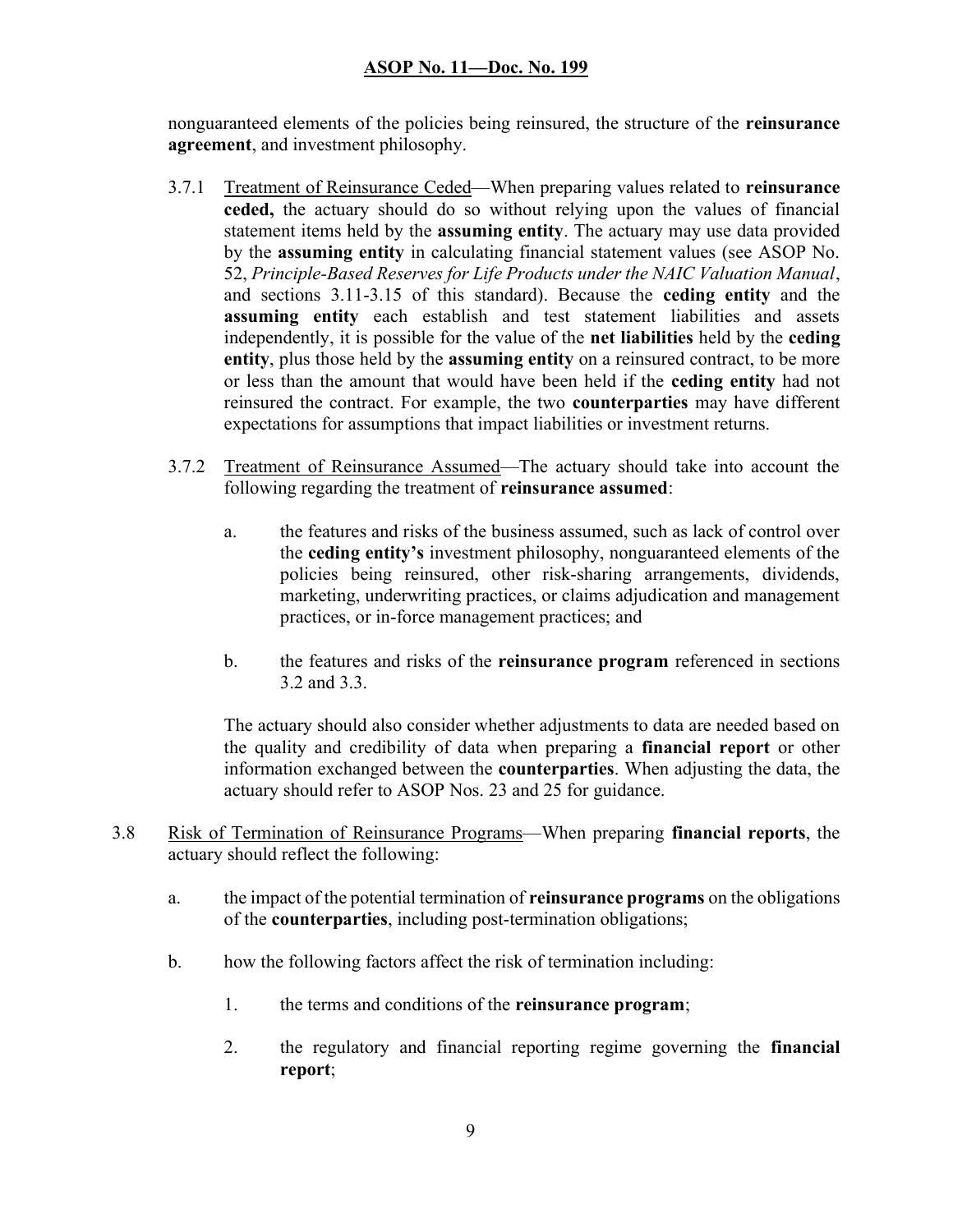nonguaranteed elements of the policies being reinsured, the structure of the **reinsurance agreement**, and investment philosophy.

3.7.1 Treatment of Reinsurance Ceded—When preparing values related to **reinsurance ceded,** the actuary should do so without relying upon the values of financial statement items held by the **assuming entity**. The actuary may use data provided by the **assuming entity** in calculating financial statement values (see ASOP No. 52, *Principle-Based Reserves for Life Products under the NAIC Valuation Manual*, and sections 3.11-3.15 of this standard). Because the **ceding entity** and the **assuming entity** each establish and test statement liabilities and assets independently, it is possible for the value of the **net liabilities** held by the **ceding entity**, plus those held by the **assuming entity** on a reinsured contract, to be more or less than the amount that would have been held if the **ceding entity** had not reinsured the contract. For example, the two **counterparties** may have different expectations for assumptions that impact liabilities or investment returns.

3.7.2 Treatment of Reinsurance Assumed—The actuary should take into account the following regarding the treatment of **reinsurance assumed**:

a. the features and risks of the business assumed, such as lack of control over the **ceding entity's** investment philosophy, nonguaranteed elements of the policies being reinsured, other risk-sharing arrangements, dividends, marketing, underwriting practices, or claims adjudication and management practices, or in-force management practices; and

b. the features and risks of the **reinsurance program** referenced in sections 3.2 and 3.3.

The actuary should also consider whether adjustments to data are needed based on the quality and credibility of data when preparing a **financial report** or other information exchanged between the **counterparties**. When adjusting the data, the actuary should refer to ASOP Nos. 23 and 25 for guidance.

3.8 Risk of Termination of Reinsurance Programs—When preparing **financial reports**, the actuary should reflect the following:

a. the impact of the potential termination of **reinsurance programs** on the obligations of the **counterparties**, including post-termination obligations;

b. how the following factors affect the risk of termination including:

1. the terms and conditions of the **reinsurance program**;

2. the regulatory and financial reporting regime governing the **financial report**;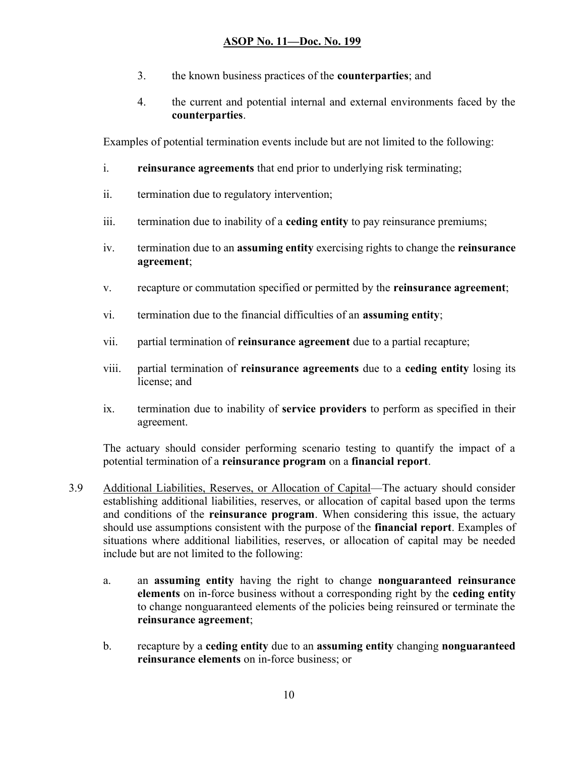3. the known business practices of the **counterparties**; and

4. the current and potential internal and external environments faced by the **counterparties**.

Examples of potential termination events include but are not limited to the following:

i. **reinsurance agreements** that end prior to underlying risk terminating;

ii. termination due to regulatory intervention;

iii. termination due to inability of a **ceding entity** to pay reinsurance premiums;

iv. termination due to an **assuming entity** exercising rights to change the **reinsurance agreement**;

v. recapture or commutation specified or permitted by the **reinsurance agreement**;

vi. termination due to the financial difficulties of an **assuming entity**;

vii. partial termination of **reinsurance agreement** due to a partial recapture;

viii. partial termination of **reinsurance agreements** due to a **ceding entity** losing its license; and

ix. termination due to inability of **service providers** to perform as specified in their agreement.

The actuary should consider performing scenario testing to quantify the impact of a potential termination of a **reinsurance program** on a **financial report**.

3.9 Additional Liabilities, Reserves, or Allocation of Capital—The actuary should consider establishing additional liabilities, reserves, or allocation of capital based upon the terms and conditions of the **reinsurance program**. When considering this issue, the actuary should use assumptions consistent with the purpose of the **financial report**. Examples of situations where additional liabilities, reserves, or allocation of capital may be needed include but are not limited to the following:

a. an **assuming entity** having the right to change **nonguaranteed reinsurance elements** on in-force business without a corresponding right by the **ceding entity** to change nonguaranteed elements of the policies being reinsured or terminate the **reinsurance agreement**;

b. recapture by a **ceding entity** due to an **assuming entity** changing **nonguaranteed reinsurance elements** on in-force business; or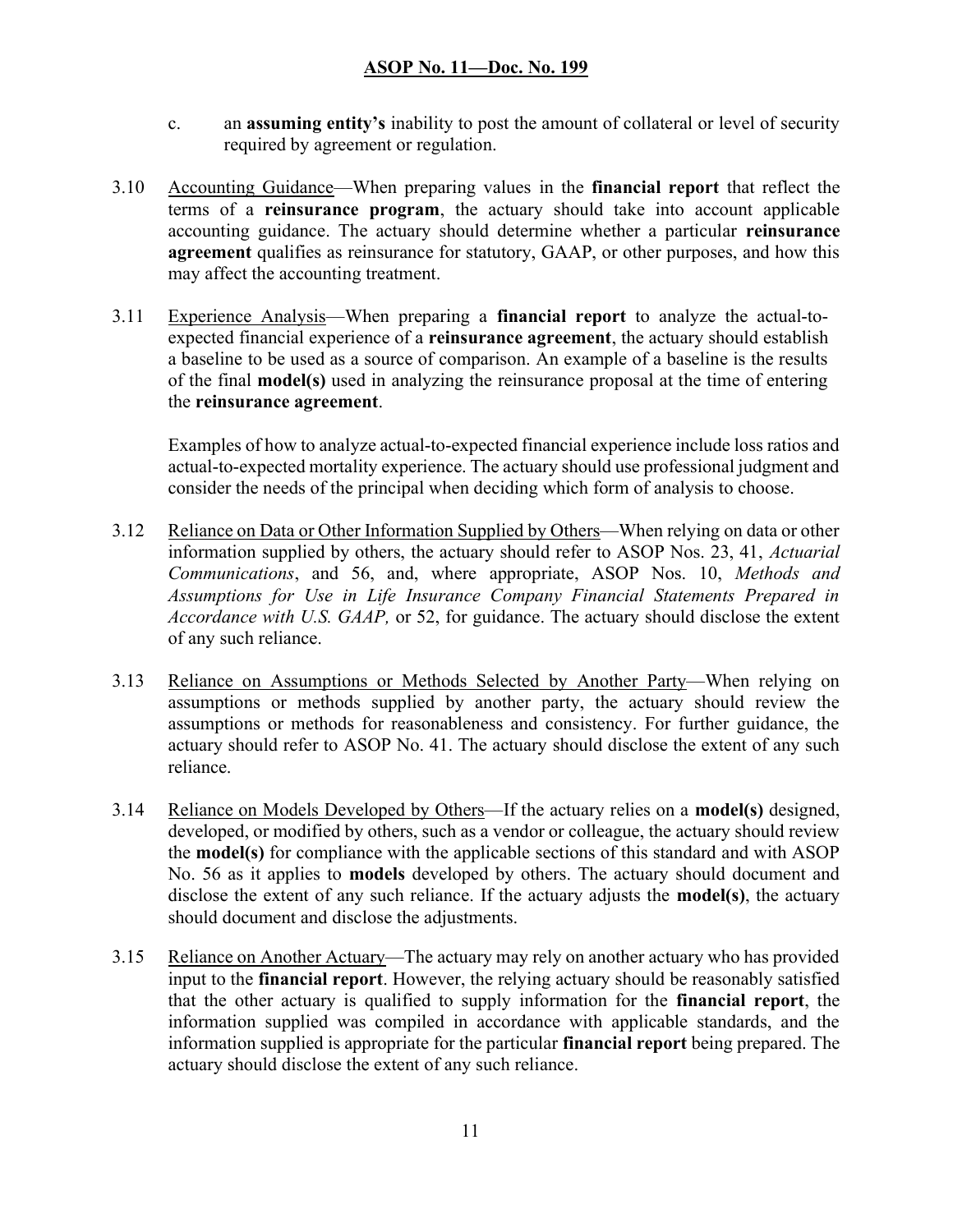c. an **assuming entity's** inability to post the amount of collateral or level of security required by agreement or regulation.

3.10 Accounting Guidance—When preparing values in the **financial report** that reflect the terms of a **reinsurance program**, the actuary should take into account applicable accounting guidance. The actuary should determine whether a particular **reinsurance agreement** qualifies as reinsurance for statutory, GAAP, or other purposes, and how this may affect the accounting treatment.

3.11 Experience Analysis—When preparing a **financial report** to analyze the actual-to-expected financial experience of a **reinsurance agreement**, the actuary should establish a baseline to be used as a source of comparison. An example of a baseline is the results of the final **model(s)** used in analyzing the reinsurance proposal at the time of entering the **reinsurance agreement**.

Examples of how to analyze actual-to-expected financial experience include loss ratios and actual-to-expected mortality experience. The actuary should use professional judgment and consider the needs of the principal when deciding which form of analysis to choose.

3.12 Reliance on Data or Other Information Supplied by Others—When relying on data or other information supplied by others, the actuary should refer to ASOP Nos. 23, 41, *Actuarial Communications*, and 56, and, where appropriate, ASOP Nos. 10, *Methods and Assumptions for Use in Life Insurance Company Financial Statements Prepared in Accordance with U.S. GAAP,* or 52, for guidance. The actuary should disclose the extent of any such reliance.

3.13 Reliance on Assumptions or Methods Selected by Another Party—When relying on assumptions or methods supplied by another party, the actuary should review the assumptions or methods for reasonableness and consistency. For further guidance, the actuary should refer to ASOP No. 41. The actuary should disclose the extent of any such reliance.

3.14 Reliance on Models Developed by Others—If the actuary relies on a **model(s)** designed, developed, or modified by others, such as a vendor or colleague, the actuary should review the **model(s)** for compliance with the applicable sections of this standard and with ASOP No. 56 as it applies to **models** developed by others. The actuary should document and disclose the extent of any such reliance. If the actuary adjusts the **model(s)**, the actuary should document and disclose the adjustments.

3.15 Reliance on Another Actuary—The actuary may rely on another actuary who has provided input to the **financial report**. However, the relying actuary should be reasonably satisfied that the other actuary is qualified to supply information for the **financial report**, the information supplied was compiled in accordance with applicable standards, and the information supplied is appropriate for the particular **financial report** being prepared. The actuary should disclose the extent of any such reliance.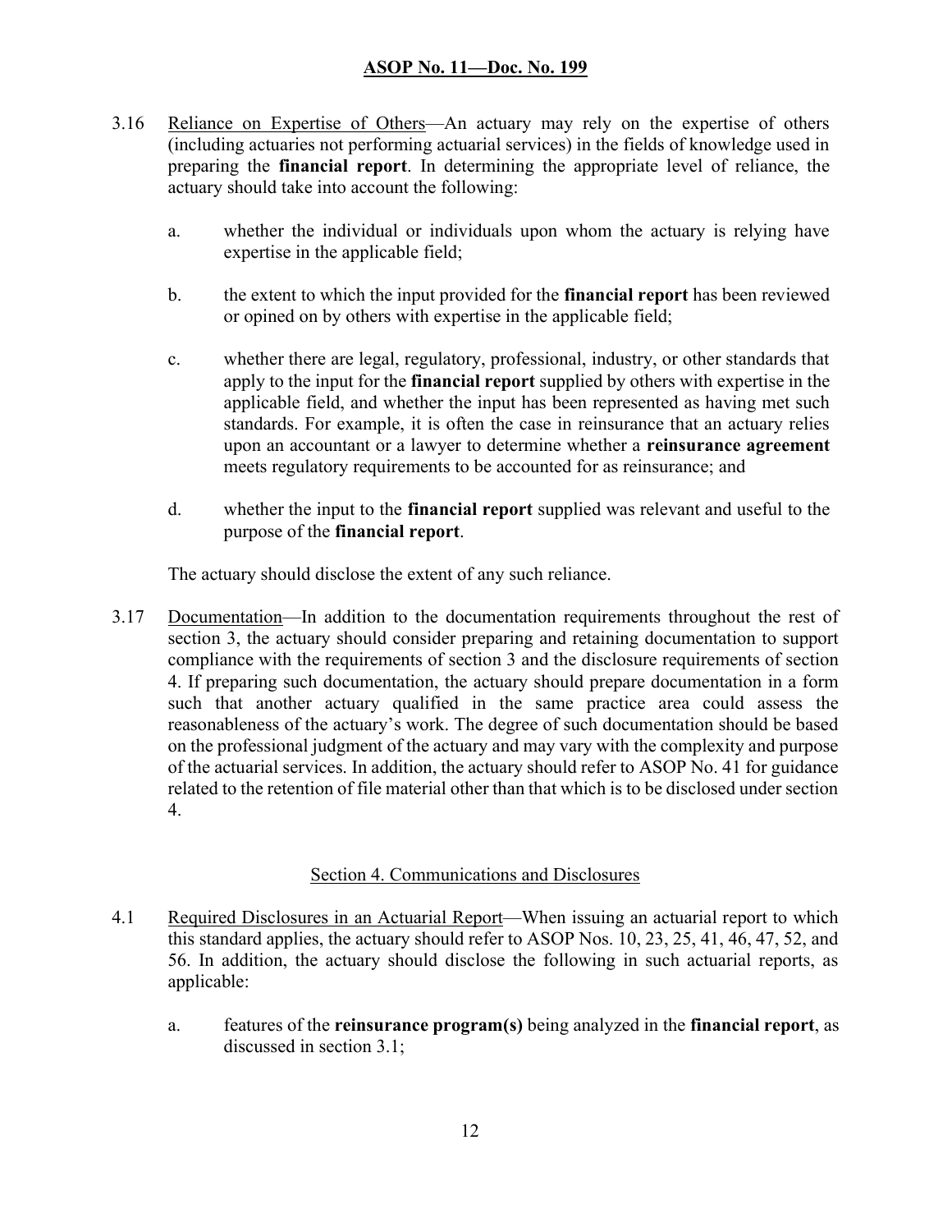3.16 Reliance on Expertise of Others—An actuary may rely on the expertise of others (including actuaries not performing actuarial services) in the fields of knowledge used in preparing the **financial report**. In determining the appropriate level of reliance, the actuary should take into account the following:

   a. whether the individual or individuals upon whom the actuary is relying have expertise in the applicable field;

   b. the extent to which the input provided for the **financial report** has been reviewed or opined on by others with expertise in the applicable field;

   c. whether there are legal, regulatory, professional, industry, or other standards that apply to the input for the **financial report** supplied by others with expertise in the applicable field, and whether the input has been represented as having met such standards. For example, it is often the case in reinsurance that an actuary relies upon an accountant or a lawyer to determine whether a **reinsurance agreement** meets regulatory requirements to be accounted for as reinsurance; and

   d. whether the input to the **financial report** supplied was relevant and useful to the purpose of the **financial report**.

   The actuary should disclose the extent of any such reliance.

3.17 Documentation—In addition to the documentation requirements throughout the rest of section 3, the actuary should consider preparing and retaining documentation to support compliance with the requirements of section 3 and the disclosure requirements of section 4. If preparing such documentation, the actuary should prepare documentation in a form such that another actuary qualified in the same practice area could assess the reasonableness of the actuary's work. The degree of such documentation should be based on the professional judgment of the actuary and may vary with the complexity and purpose of the actuarial services. In addition, the actuary should refer to ASOP No. 41 for guidance related to the retention of file material other than that which is to be disclosed under section 4.

## Section 4. Communications and Disclosures

4.1 Required Disclosures in an Actuarial Report—When issuing an actuarial report to which this standard applies, the actuary should refer to ASOP Nos. 10, 23, 25, 41, 46, 47, 52, and 56. In addition, the actuary should disclose the following in such actuarial reports, as applicable:

   a. features of the **reinsurance program(s)** being analyzed in the **financial report**, as discussed in section 3.1;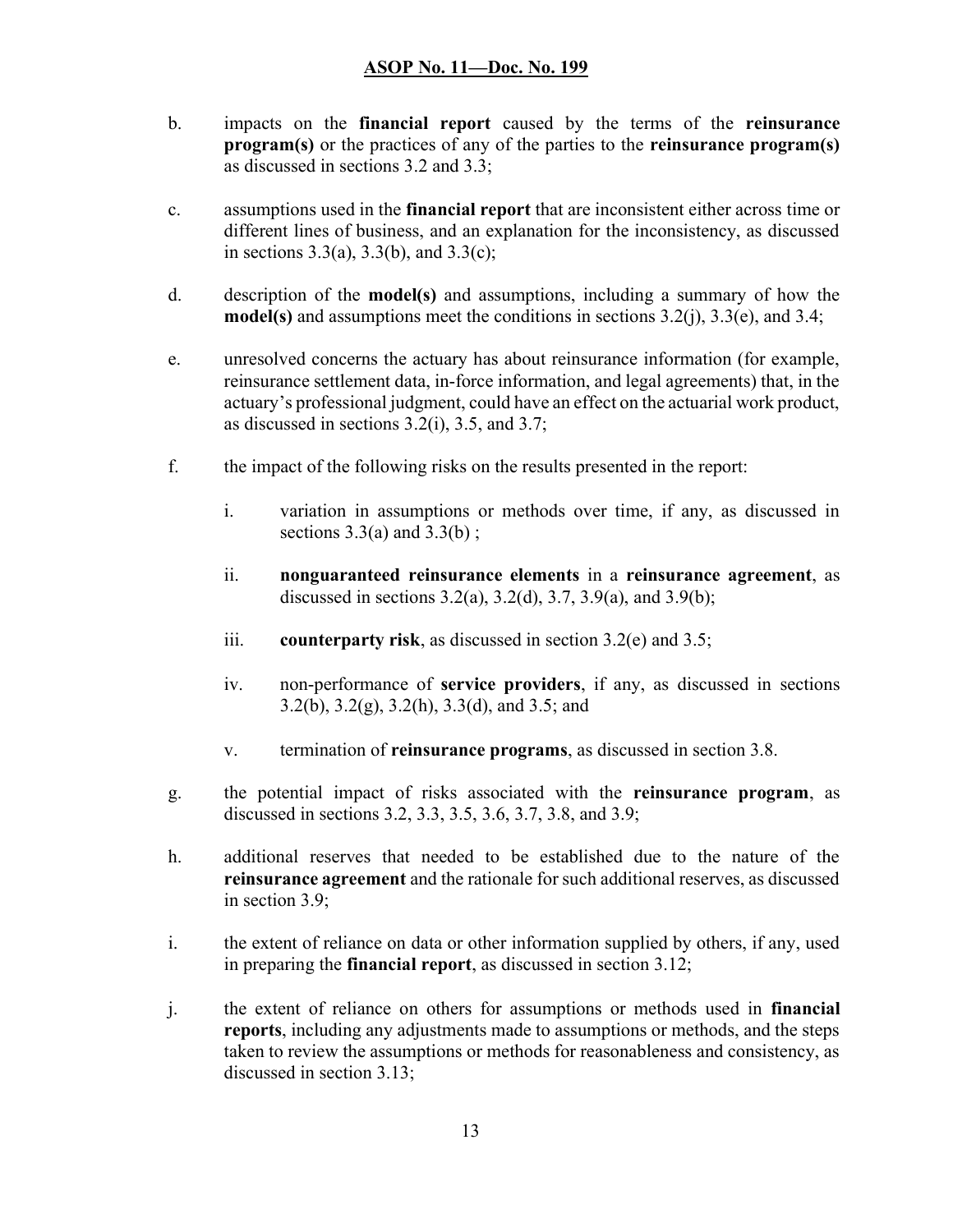b. impacts on the **financial report** caused by the terms of the **reinsurance program(s)** or the practices of any of the parties to the **reinsurance program(s)** as discussed in sections 3.2 and 3.3;

c. assumptions used in the **financial report** that are inconsistent either across time or different lines of business, and an explanation for the inconsistency, as discussed in sections 3.3(a), 3.3(b), and 3.3(c);

d. description of the **model(s)** and assumptions, including a summary of how the **model(s)** and assumptions meet the conditions in sections 3.2(j), 3.3(e), and 3.4;

e. unresolved concerns the actuary has about reinsurance information (for example, reinsurance settlement data, in-force information, and legal agreements) that, in the actuary's professional judgment, could have an effect on the actuarial work product, as discussed in sections 3.2(i), 3.5, and 3.7;

f. the impact of the following risks on the results presented in the report:

   i. variation in assumptions or methods over time, if any, as discussed in sections 3.3(a) and 3.3(b) ;

   ii. **nonguaranteed reinsurance elements** in a **reinsurance agreement**, as discussed in sections 3.2(a), 3.2(d), 3.7, 3.9(a), and 3.9(b);

   iii. **counterparty risk**, as discussed in section 3.2(e) and 3.5;

   iv. non-performance of **service providers**, if any, as discussed in sections 3.2(b), 3.2(g), 3.2(h), 3.3(d), and 3.5; and

   v. termination of **reinsurance programs**, as discussed in section 3.8.

g. the potential impact of risks associated with the **reinsurance program**, as discussed in sections 3.2, 3.3, 3.5, 3.6, 3.7, 3.8, and 3.9;

h. additional reserves that needed to be established due to the nature of the **reinsurance agreement** and the rationale for such additional reserves, as discussed in section 3.9;

i. the extent of reliance on data or other information supplied by others, if any, used in preparing the **financial report**, as discussed in section 3.12;

j. the extent of reliance on others for assumptions or methods used in **financial reports**, including any adjustments made to assumptions or methods, and the steps taken to review the assumptions or methods for reasonableness and consistency, as discussed in section 3.13;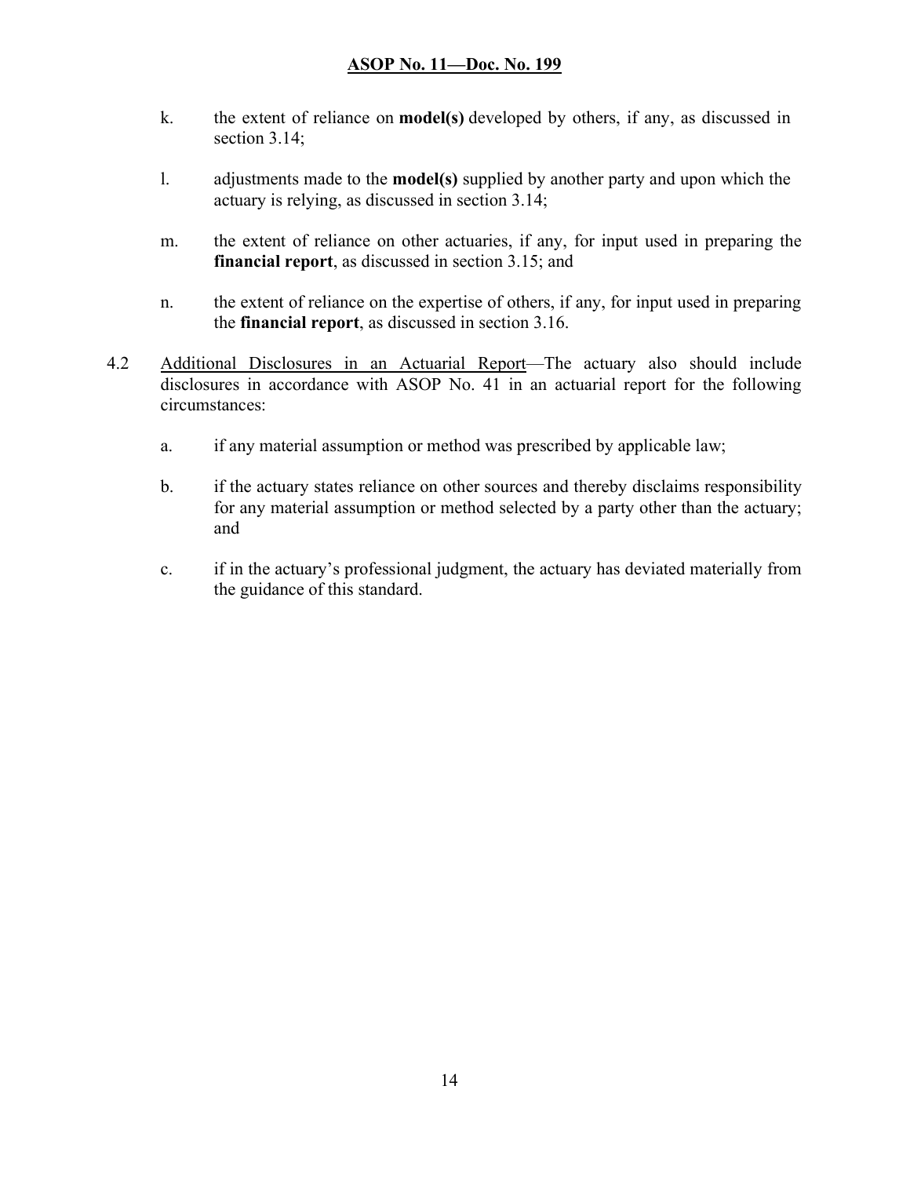k. the extent of reliance on **model(s)** developed by others, if any, as discussed in section 3.14;

l. adjustments made to the **model(s)** supplied by another party and upon which the actuary is relying, as discussed in section 3.14;

m. the extent of reliance on other actuaries, if any, for input used in preparing the **financial report**, as discussed in section 3.15; and

n. the extent of reliance on the expertise of others, if any, for input used in preparing the **financial report**, as discussed in section 3.16.

4.2 Additional Disclosures in an Actuarial Report—The actuary also should include disclosures in accordance with ASOP No. 41 in an actuarial report for the following circumstances:

a. if any material assumption or method was prescribed by applicable law;

b. if the actuary states reliance on other sources and thereby disclaims responsibility for any material assumption or method selected by a party other than the actuary; and

c. if in the actuary's professional judgment, the actuary has deviated materially from the guidance of this standard.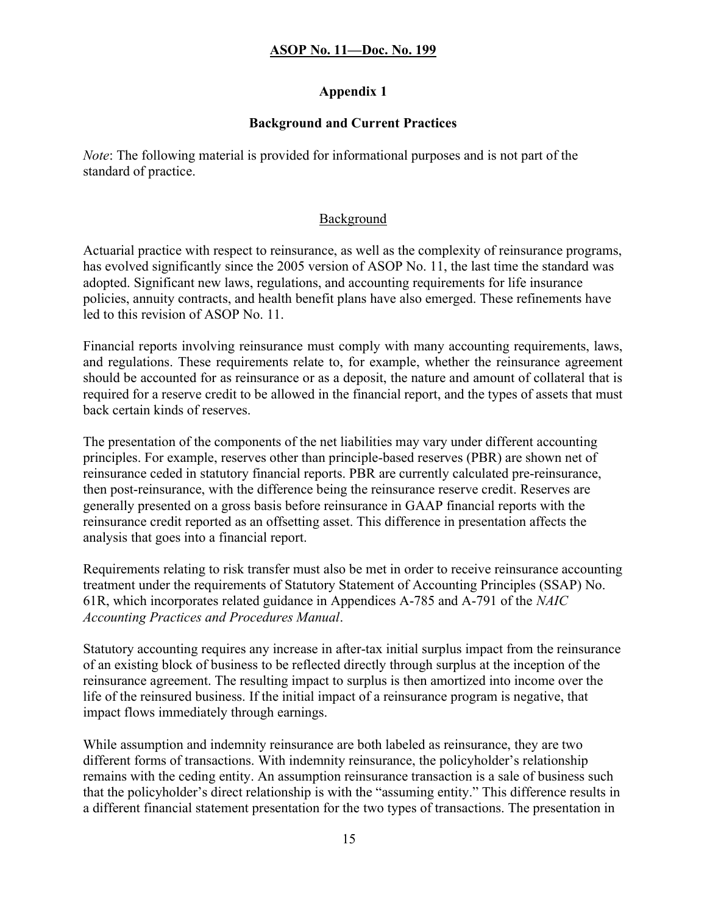## Appendix 1

### Background and Current Practices

*Note*: The following material is provided for informational purposes and is not part of the standard of practice.

#### Background

Actuarial practice with respect to reinsurance, as well as the complexity of reinsurance programs, has evolved significantly since the 2005 version of ASOP No. 11, the last time the standard was adopted. Significant new laws, regulations, and accounting requirements for life insurance policies, annuity contracts, and health benefit plans have also emerged. These refinements have led to this revision of ASOP No. 11.

Financial reports involving reinsurance must comply with many accounting requirements, laws, and regulations. These requirements relate to, for example, whether the reinsurance agreement should be accounted for as reinsurance or as a deposit, the nature and amount of collateral that is required for a reserve credit to be allowed in the financial report, and the types of assets that must back certain kinds of reserves.

The presentation of the components of the net liabilities may vary under different accounting principles. For example, reserves other than principle-based reserves (PBR) are shown net of reinsurance ceded in statutory financial reports. PBR are currently calculated pre-reinsurance, then post-reinsurance, with the difference being the reinsurance reserve credit. Reserves are generally presented on a gross basis before reinsurance in GAAP financial reports with the reinsurance credit reported as an offsetting asset. This difference in presentation affects the analysis that goes into a financial report.

Requirements relating to risk transfer must also be met in order to receive reinsurance accounting treatment under the requirements of Statutory Statement of Accounting Principles (SSAP) No. 61R, which incorporates related guidance in Appendices A-785 and A-791 of the *NAIC Accounting Practices and Procedures Manual*.

Statutory accounting requires any increase in after-tax initial surplus impact from the reinsurance of an existing block of business to be reflected directly through surplus at the inception of the reinsurance agreement. The resulting impact to surplus is then amortized into income over the life of the reinsured business. If the initial impact of a reinsurance program is negative, that impact flows immediately through earnings.

While assumption and indemnity reinsurance are both labeled as reinsurance, they are two different forms of transactions. With indemnity reinsurance, the policyholder's relationship remains with the ceding entity. An assumption reinsurance transaction is a sale of business such that the policyholder's direct relationship is with the "assuming entity." This difference results in a different financial statement presentation for the two types of transactions. The presentation in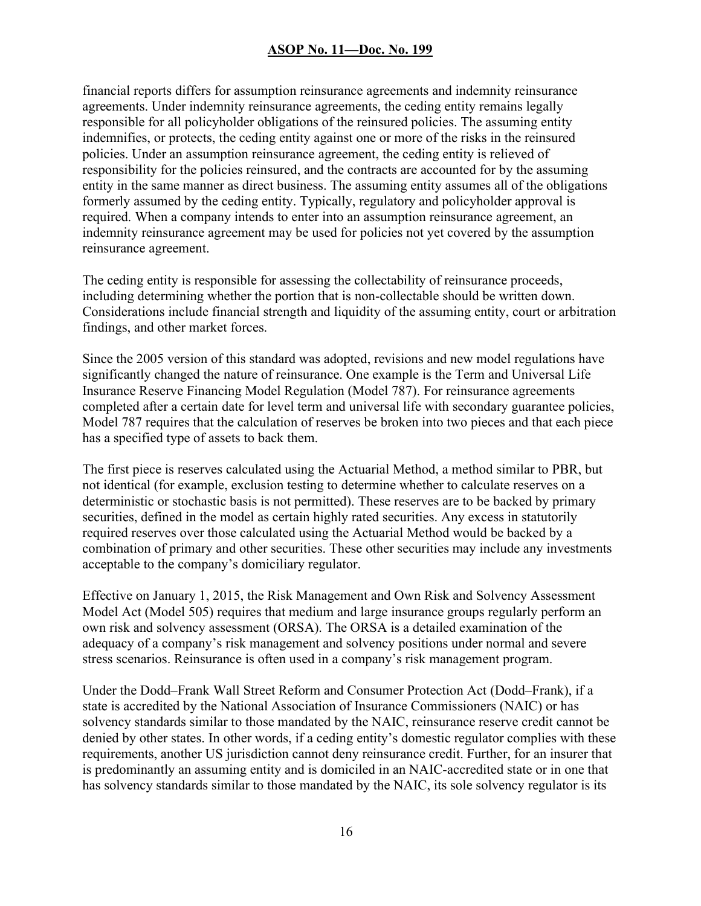financial reports differs for assumption reinsurance agreements and indemnity reinsurance agreements. Under indemnity reinsurance agreements, the ceding entity remains legally responsible for all policyholder obligations of the reinsured policies. The assuming entity indemnifies, or protects, the ceding entity against one or more of the risks in the reinsured policies. Under an assumption reinsurance agreement, the ceding entity is relieved of responsibility for the policies reinsured, and the contracts are accounted for by the assuming entity in the same manner as direct business. The assuming entity assumes all of the obligations formerly assumed by the ceding entity. Typically, regulatory and policyholder approval is required. When a company intends to enter into an assumption reinsurance agreement, an indemnity reinsurance agreement may be used for policies not yet covered by the assumption reinsurance agreement.

The ceding entity is responsible for assessing the collectability of reinsurance proceeds, including determining whether the portion that is non-collectable should be written down. Considerations include financial strength and liquidity of the assuming entity, court or arbitration findings, and other market forces.

Since the 2005 version of this standard was adopted, revisions and new model regulations have significantly changed the nature of reinsurance. One example is the Term and Universal Life Insurance Reserve Financing Model Regulation (Model 787). For reinsurance agreements completed after a certain date for level term and universal life with secondary guarantee policies, Model 787 requires that the calculation of reserves be broken into two pieces and that each piece has a specified type of assets to back them.

The first piece is reserves calculated using the Actuarial Method, a method similar to PBR, but not identical (for example, exclusion testing to determine whether to calculate reserves on a deterministic or stochastic basis is not permitted). These reserves are to be backed by primary securities, defined in the model as certain highly rated securities. Any excess in statutorily required reserves over those calculated using the Actuarial Method would be backed by a combination of primary and other securities. These other securities may include any investments acceptable to the company's domiciliary regulator.

Effective on January 1, 2015, the Risk Management and Own Risk and Solvency Assessment Model Act (Model 505) requires that medium and large insurance groups regularly perform an own risk and solvency assessment (ORSA). The ORSA is a detailed examination of the adequacy of a company's risk management and solvency positions under normal and severe stress scenarios. Reinsurance is often used in a company's risk management program.

Under the Dodd–Frank Wall Street Reform and Consumer Protection Act (Dodd–Frank), if a state is accredited by the National Association of Insurance Commissioners (NAIC) or has solvency standards similar to those mandated by the NAIC, reinsurance reserve credit cannot be denied by other states. In other words, if a ceding entity's domestic regulator complies with these requirements, another US jurisdiction cannot deny reinsurance credit. Further, for an insurer that is predominantly an assuming entity and is domiciled in an NAIC-accredited state or in one that has solvency standards similar to those mandated by the NAIC, its sole solvency regulator is its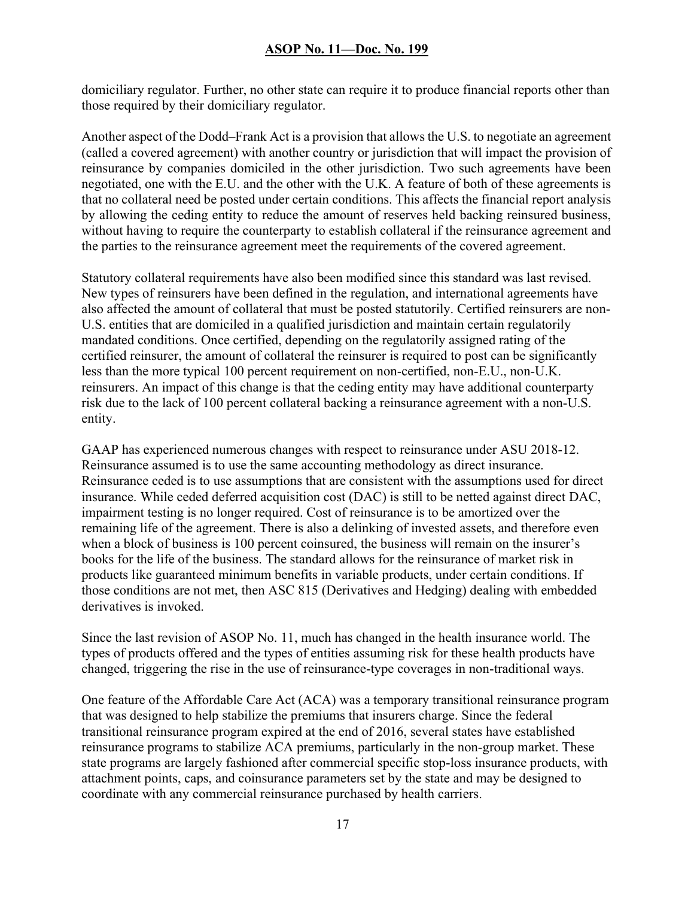domiciliary regulator. Further, no other state can require it to produce financial reports other than those required by their domiciliary regulator.

Another aspect of the Dodd–Frank Act is a provision that allows the U.S. to negotiate an agreement (called a covered agreement) with another country or jurisdiction that will impact the provision of reinsurance by companies domiciled in the other jurisdiction. Two such agreements have been negotiated, one with the E.U. and the other with the U.K. A feature of both of these agreements is that no collateral need be posted under certain conditions. This affects the financial report analysis by allowing the ceding entity to reduce the amount of reserves held backing reinsured business, without having to require the counterparty to establish collateral if the reinsurance agreement and the parties to the reinsurance agreement meet the requirements of the covered agreement.

Statutory collateral requirements have also been modified since this standard was last revised. New types of reinsurers have been defined in the regulation, and international agreements have also affected the amount of collateral that must be posted statutorily. Certified reinsurers are non-U.S. entities that are domiciled in a qualified jurisdiction and maintain certain regulatorily mandated conditions. Once certified, depending on the regulatorily assigned rating of the certified reinsurer, the amount of collateral the reinsurer is required to post can be significantly less than the more typical 100 percent requirement on non-certified, non-E.U., non-U.K. reinsurers. An impact of this change is that the ceding entity may have additional counterparty risk due to the lack of 100 percent collateral backing a reinsurance agreement with a non-U.S. entity.

GAAP has experienced numerous changes with respect to reinsurance under ASU 2018-12. Reinsurance assumed is to use the same accounting methodology as direct insurance. Reinsurance ceded is to use assumptions that are consistent with the assumptions used for direct insurance. While ceded deferred acquisition cost (DAC) is still to be netted against direct DAC, impairment testing is no longer required. Cost of reinsurance is to be amortized over the remaining life of the agreement. There is also a delinking of invested assets, and therefore even when a block of business is 100 percent coinsured, the business will remain on the insurer's books for the life of the business. The standard allows for the reinsurance of market risk in products like guaranteed minimum benefits in variable products, under certain conditions. If those conditions are not met, then ASC 815 (Derivatives and Hedging) dealing with embedded derivatives is invoked.

Since the last revision of ASOP No. 11, much has changed in the health insurance world. The types of products offered and the types of entities assuming risk for these health products have changed, triggering the rise in the use of reinsurance-type coverages in non-traditional ways.

One feature of the Affordable Care Act (ACA) was a temporary transitional reinsurance program that was designed to help stabilize the premiums that insurers charge. Since the federal transitional reinsurance program expired at the end of 2016, several states have established reinsurance programs to stabilize ACA premiums, particularly in the non-group market. These state programs are largely fashioned after commercial specific stop-loss insurance products, with attachment points, caps, and coinsurance parameters set by the state and may be designed to coordinate with any commercial reinsurance purchased by health carriers.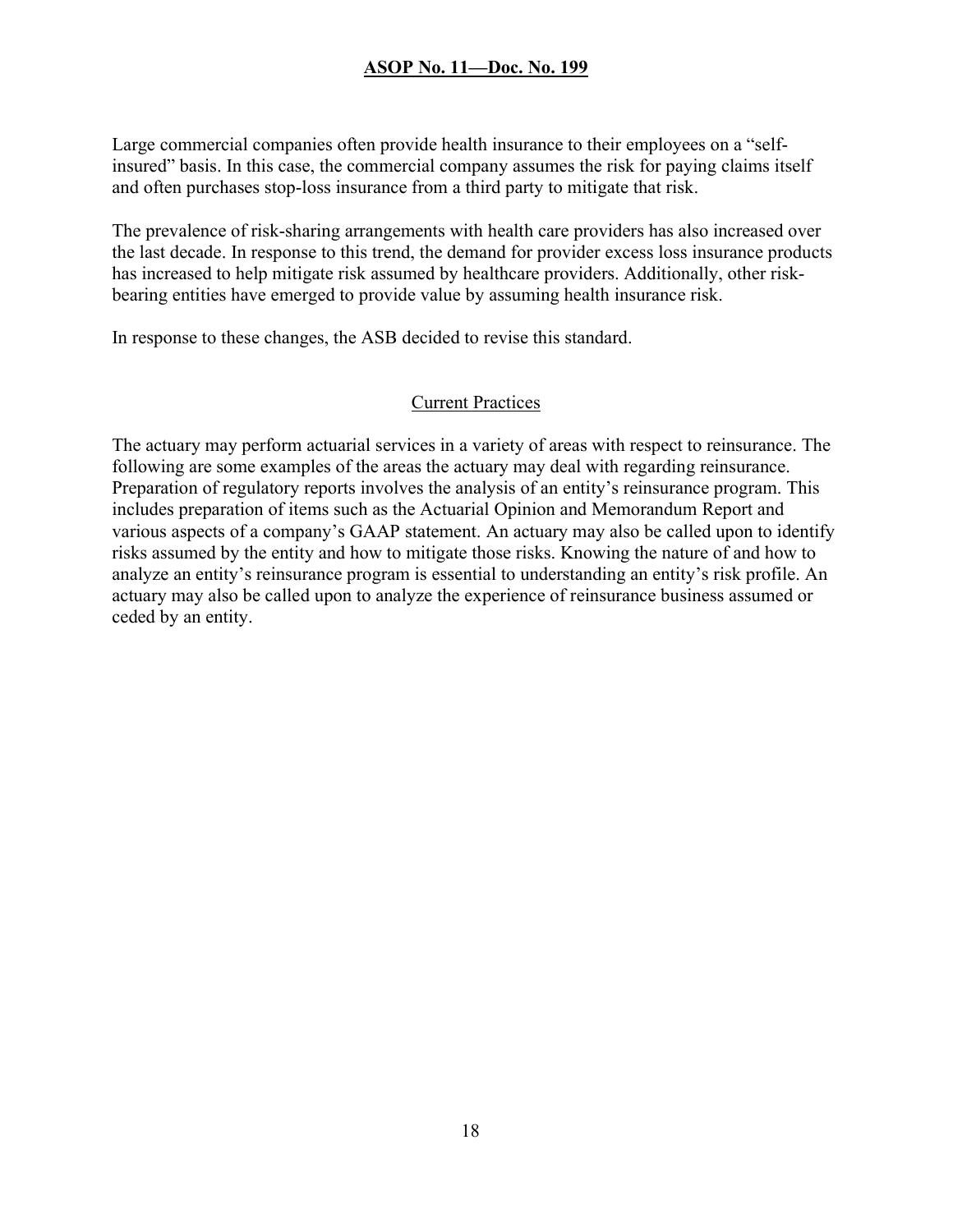Large commercial companies often provide health insurance to their employees on a "self-insured" basis. In this case, the commercial company assumes the risk for paying claims itself and often purchases stop-loss insurance from a third party to mitigate that risk.

The prevalence of risk-sharing arrangements with health care providers has also increased over the last decade. In response to this trend, the demand for provider excess loss insurance products has increased to help mitigate risk assumed by healthcare providers. Additionally, other risk-bearing entities have emerged to provide value by assuming health insurance risk.

In response to these changes, the ASB decided to revise this standard.

## Current Practices

The actuary may perform actuarial services in a variety of areas with respect to reinsurance. The following are some examples of the areas the actuary may deal with regarding reinsurance. Preparation of regulatory reports involves the analysis of an entity's reinsurance program. This includes preparation of items such as the Actuarial Opinion and Memorandum Report and various aspects of a company's GAAP statement. An actuary may also be called upon to identify risks assumed by the entity and how to mitigate those risks. Knowing the nature of and how to analyze an entity's reinsurance program is essential to understanding an entity's risk profile. An actuary may also be called upon to analyze the experience of reinsurance business assumed or ceded by an entity.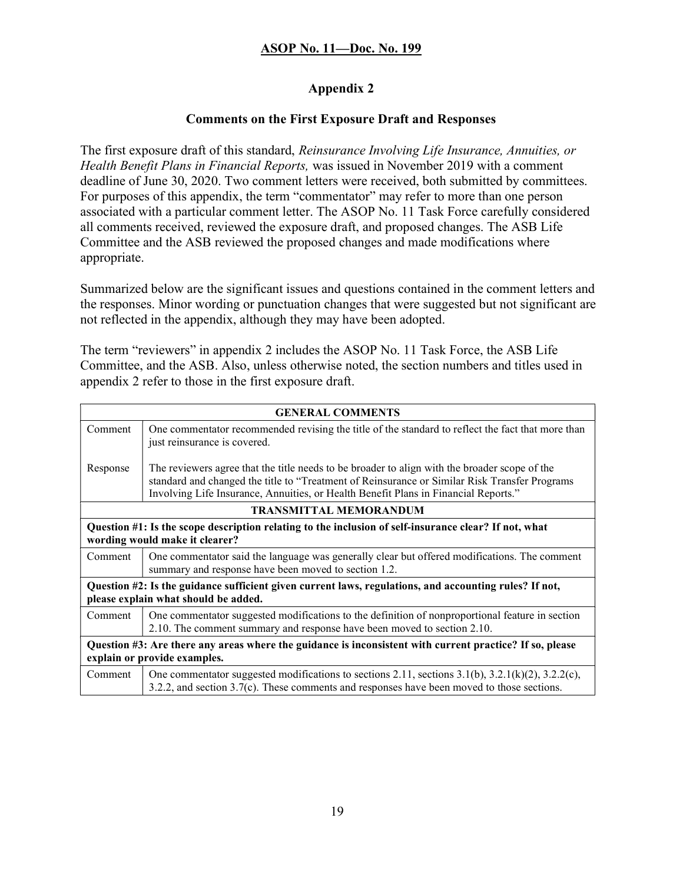**ASOP No. 11—Doc. No. 199**

## Appendix 2

### Comments on the First Exposure Draft and Responses

The first exposure draft of this standard, *Reinsurance Involving Life Insurance, Annuities, or Health Benefit Plans in Financial Reports,* was issued in November 2019 with a comment deadline of June 30, 2020. Two comment letters were received, both submitted by committees. For purposes of this appendix, the term "commentator" may refer to more than one person associated with a particular comment letter. The ASOP No. 11 Task Force carefully considered all comments received, reviewed the exposure draft, and proposed changes. The ASB Life Committee and the ASB reviewed the proposed changes and made modifications where appropriate.

Summarized below are the significant issues and questions contained in the comment letters and the responses. Minor wording or punctuation changes that were suggested but not significant are not reflected in the appendix, although they may have been adopted.

The term "reviewers" in appendix 2 includes the ASOP No. 11 Task Force, the ASB Life Committee, and the ASB. Also, unless otherwise noted, the section numbers and titles used in appendix 2 refer to those in the first exposure draft.

| **GENERAL COMMENTS** | |
|---|---|
| Comment | One commentator recommended revising the title of the standard to reflect the fact that more than just reinsurance is covered. |
| Response | The reviewers agree that the title needs to be broader to align with the broader scope of the standard and changed the title to "Treatment of Reinsurance or Similar Risk Transfer Programs Involving Life Insurance, Annuities, or Health Benefit Plans in Financial Reports." |
| **TRANSMITTAL MEMORANDUM** | |
| **Question #1: Is the scope description relating to the inclusion of self-insurance clear? If not, what wording would make it clearer?** | |
| Comment | One commentator said the language was generally clear but offered modifications. The comment summary and response have been moved to section 1.2. |
| **Question #2: Is the guidance sufficient given current laws, regulations, and accounting rules? If not, please explain what should be added.** | |
| Comment | One commentator suggested modifications to the definition of nonproportional feature in section 2.10. The comment summary and response have been moved to section 2.10. |
| **Question #3: Are there any areas where the guidance is inconsistent with current practice? If so, please explain or provide examples.** | |
| Comment | One commentator suggested modifications to sections 2.11, sections 3.1(b), 3.2.1(k)(2), 3.2.2(c), 3.2.2, and section 3.7(c). These comments and responses have been moved to those sections. |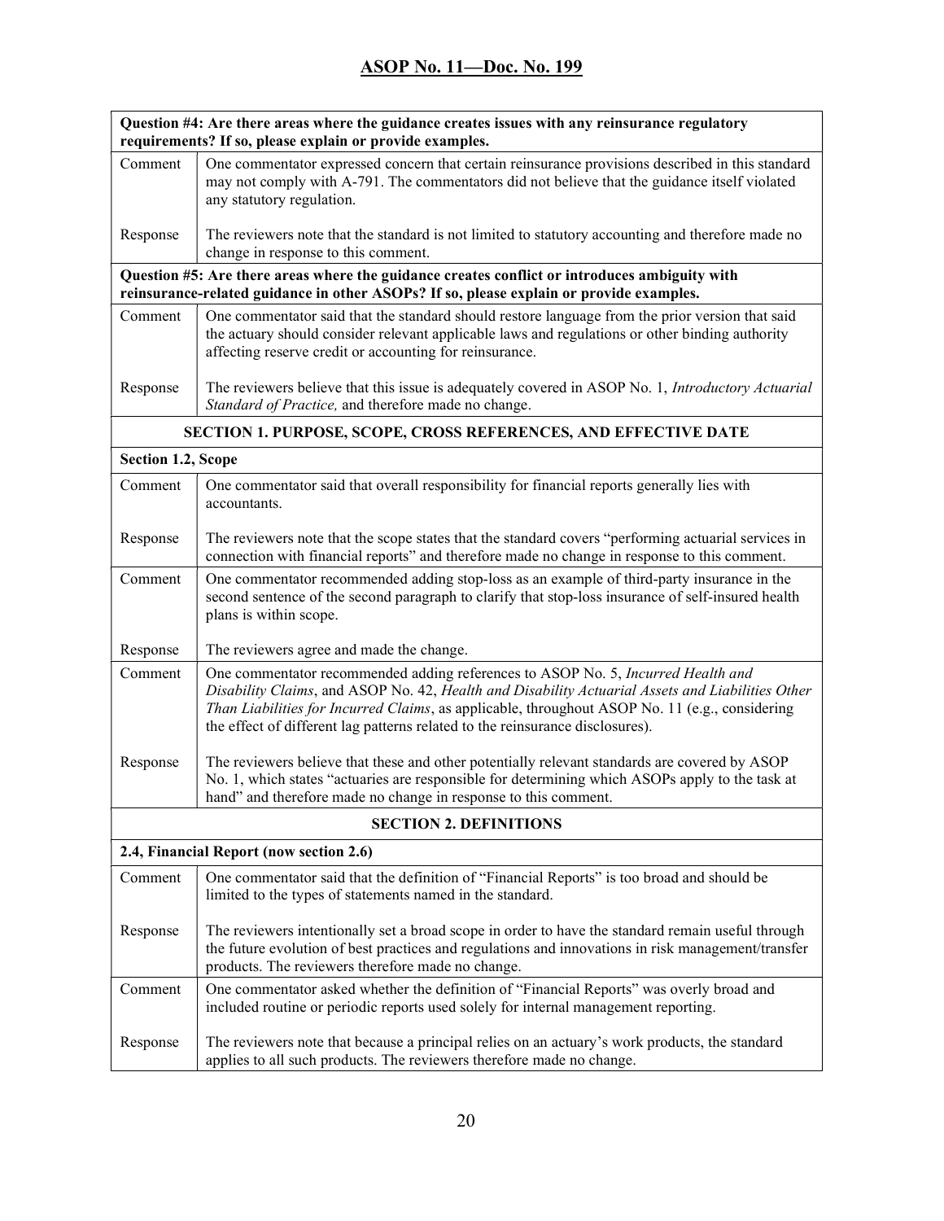# ASOP No. 11—Doc. No. 199

| **Question #4: Are there areas where the guidance creates issues with any reinsurance regulatory requirements? If so, please explain or provide examples.** | |
|---|---|
| Comment | One commentator expressed concern that certain reinsurance provisions described in this standard may not comply with A-791. The commentators did not believe that the guidance itself violated any statutory regulation. |
| Response | The reviewers note that the standard is not limited to statutory accounting and therefore made no change in response to this comment. |
| **Question #5: Are there areas where the guidance creates conflict or introduces ambiguity with reinsurance-related guidance in other ASOPs? If so, please explain or provide examples.** | |
| Comment | One commentator said that the standard should restore language from the prior version that said the actuary should consider relevant applicable laws and regulations or other binding authority affecting reserve credit or accounting for reinsurance. |
| Response | The reviewers believe that this issue is adequately covered in ASOP No. 1, *Introductory Actuarial Standard of Practice,* and therefore made no change. |
| **SECTION 1. PURPOSE, SCOPE, CROSS REFERENCES, AND EFFECTIVE DATE** | |
| **Section 1.2, Scope** | |
| Comment | One commentator said that overall responsibility for financial reports generally lies with accountants. |
| Response | The reviewers note that the scope states that the standard covers "performing actuarial services in connection with financial reports" and therefore made no change in response to this comment. |
| Comment | One commentator recommended adding stop-loss as an example of third-party insurance in the second sentence of the second paragraph to clarify that stop-loss insurance of self-insured health plans is within scope. |
| Response | The reviewers agree and made the change. |
| Comment | One commentator recommended adding references to ASOP No. 5, *Incurred Health and Disability Claims*, and ASOP No. 42, *Health and Disability Actuarial Assets and Liabilities Other Than Liabilities for Incurred Claims*, as applicable, throughout ASOP No. 11 (e.g., considering the effect of different lag patterns related to the reinsurance disclosures). |
| Response | The reviewers believe that these and other potentially relevant standards are covered by ASOP No. 1, which states "actuaries are responsible for determining which ASOPs apply to the task at hand" and therefore made no change in response to this comment. |
| **SECTION 2. DEFINITIONS** | |
| **2.4, Financial Report (now section 2.6)** | |
| Comment | One commentator said that the definition of "Financial Reports" is too broad and should be limited to the types of statements named in the standard. |
| Response | The reviewers intentionally set a broad scope in order to have the standard remain useful through the future evolution of best practices and regulations and innovations in risk management/transfer products. The reviewers therefore made no change. |
| Comment | One commentator asked whether the definition of "Financial Reports" was overly broad and included routine or periodic reports used solely for internal management reporting. |
| Response | The reviewers note that because a principal relies on an actuary's work products, the standard applies to all such products. The reviewers therefore made no change. |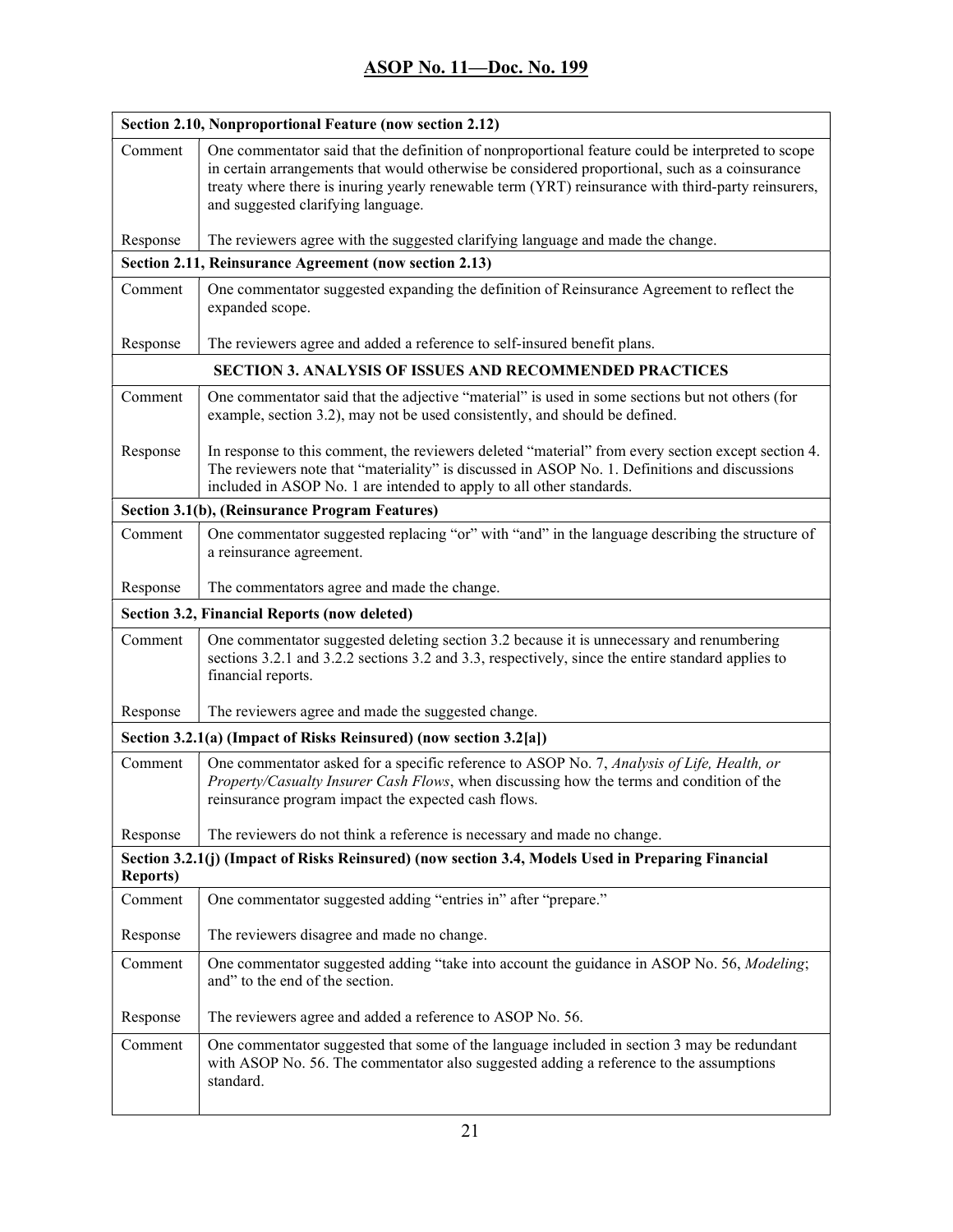| Section 2.10, Nonproportional Feature (now section 2.12) | |
|---|---|
| Comment | One commentator said that the definition of nonproportional feature could be interpreted to scope in certain arrangements that would otherwise be considered proportional, such as a coinsurance treaty where there is inuring yearly renewable term (YRT) reinsurance with third-party reinsurers, and suggested clarifying language. |
| Response | The reviewers agree with the suggested clarifying language and made the change. |
| **Section 2.11, Reinsurance Agreement (now section 2.13)** | |
| Comment | One commentator suggested expanding the definition of Reinsurance Agreement to reflect the expanded scope. |
| Response | The reviewers agree and added a reference to self-insured benefit plans. |
| **SECTION 3. ANALYSIS OF ISSUES AND RECOMMENDED PRACTICES** | |
| Comment | One commentator said that the adjective "material" is used in some sections but not others (for example, section 3.2), may not be used consistently, and should be defined. |
| Response | In response to this comment, the reviewers deleted "material" from every section except section 4. The reviewers note that "materiality" is discussed in ASOP No. 1. Definitions and discussions included in ASOP No. 1 are intended to apply to all other standards. |
| **Section 3.1(b), (Reinsurance Program Features)** | |
| Comment | One commentator suggested replacing "or" with "and" in the language describing the structure of a reinsurance agreement. |
| Response | The commentators agree and made the change. |
| **Section 3.2, Financial Reports (now deleted)** | |
| Comment | One commentator suggested deleting section 3.2 because it is unnecessary and renumbering sections 3.2.1 and 3.2.2 sections 3.2 and 3.3, respectively, since the entire standard applies to financial reports. |
| Response | The reviewers agree and made the suggested change. |
| **Section 3.2.1(a) (Impact of Risks Reinsured) (now section 3.2[a])** | |
| Comment | One commentator asked for a specific reference to ASOP No. 7, *Analysis of Life, Health, or Property/Casualty Insurer Cash Flows*, when discussing how the terms and condition of the reinsurance program impact the expected cash flows. |
| Response | The reviewers do not think a reference is necessary and made no change. |
| **Section 3.2.1(j) (Impact of Risks Reinsured) (now section 3.4, Models Used in Preparing Financial Reports)** | |
| Comment | One commentator suggested adding "entries in" after "prepare." |
| Response | The reviewers disagree and made no change. |
| Comment | One commentator suggested adding "take into account the guidance in ASOP No. 56, *Modeling*; and" to the end of the section. |
| Response | The reviewers agree and added a reference to ASOP No. 56. |
| Comment | One commentator suggested that some of the language included in section 3 may be redundant with ASOP No. 56. The commentator also suggested adding a reference to the assumptions standard. |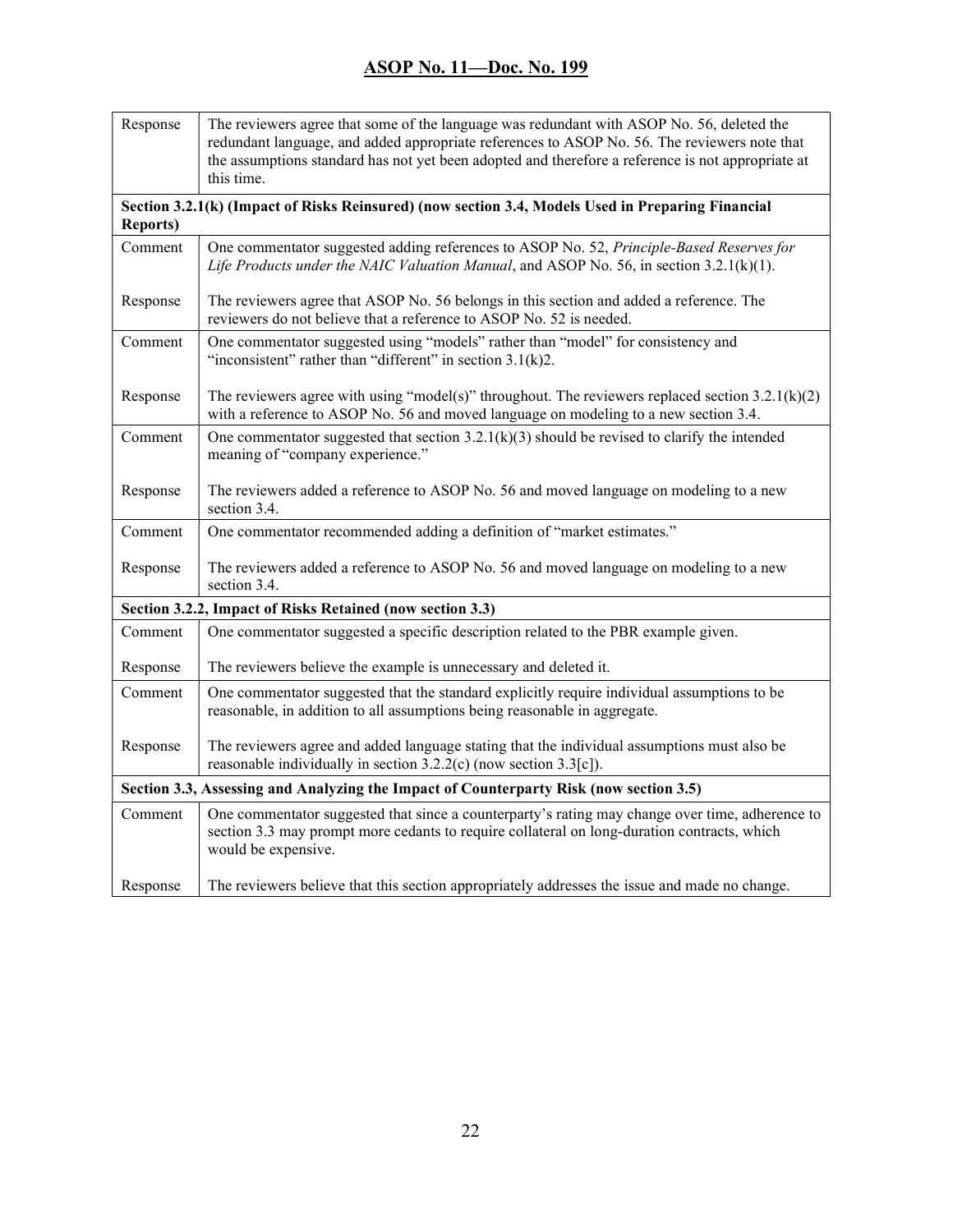| | |
|---|---|
| Response | The reviewers agree that some of the language was redundant with ASOP No. 56, deleted the redundant language, and added appropriate references to ASOP No. 56. The reviewers note that the assumptions standard has not yet been adopted and therefore a reference is not appropriate at this time. |
| **Section 3.2.1(k) (Impact of Risks Reinsured) (now section 3.4, Models Used in Preparing Financial Reports)** | |
| Comment | One commentator suggested adding references to ASOP No. 52, *Principle-Based Reserves for Life Products under the NAIC Valuation Manual*, and ASOP No. 56, in section 3.2.1(k)(1). |
| Response | The reviewers agree that ASOP No. 56 belongs in this section and added a reference. The reviewers do not believe that a reference to ASOP No. 52 is needed. |
| Comment | One commentator suggested using "models" rather than "model" for consistency and "inconsistent" rather than "different" in section 3.1(k)2. |
| Response | The reviewers agree with using "model(s)" throughout. The reviewers replaced section 3.2.1(k)(2) with a reference to ASOP No. 56 and moved language on modeling to a new section 3.4. |
| Comment | One commentator suggested that section 3.2.1(k)(3) should be revised to clarify the intended meaning of "company experience." |
| Response | The reviewers added a reference to ASOP No. 56 and moved language on modeling to a new section 3.4. |
| Comment | One commentator recommended adding a definition of "market estimates." |
| Response | The reviewers added a reference to ASOP No. 56 and moved language on modeling to a new section 3.4. |
| **Section 3.2.2, Impact of Risks Retained (now section 3.3)** | |
| Comment | One commentator suggested a specific description related to the PBR example given. |
| Response | The reviewers believe the example is unnecessary and deleted it. |
| Comment | One commentator suggested that the standard explicitly require individual assumptions to be reasonable, in addition to all assumptions being reasonable in aggregate. |
| Response | The reviewers agree and added language stating that the individual assumptions must also be reasonable individually in section 3.2.2(c) (now section 3.3[c]). |
| **Section 3.3, Assessing and Analyzing the Impact of Counterparty Risk (now section 3.5)** | |
| Comment | One commentator suggested that since a counterparty's rating may change over time, adherence to section 3.3 may prompt more cedants to require collateral on long-duration contracts, which would be expensive. |
| Response | The reviewers believe that this section appropriately addresses the issue and made no change. |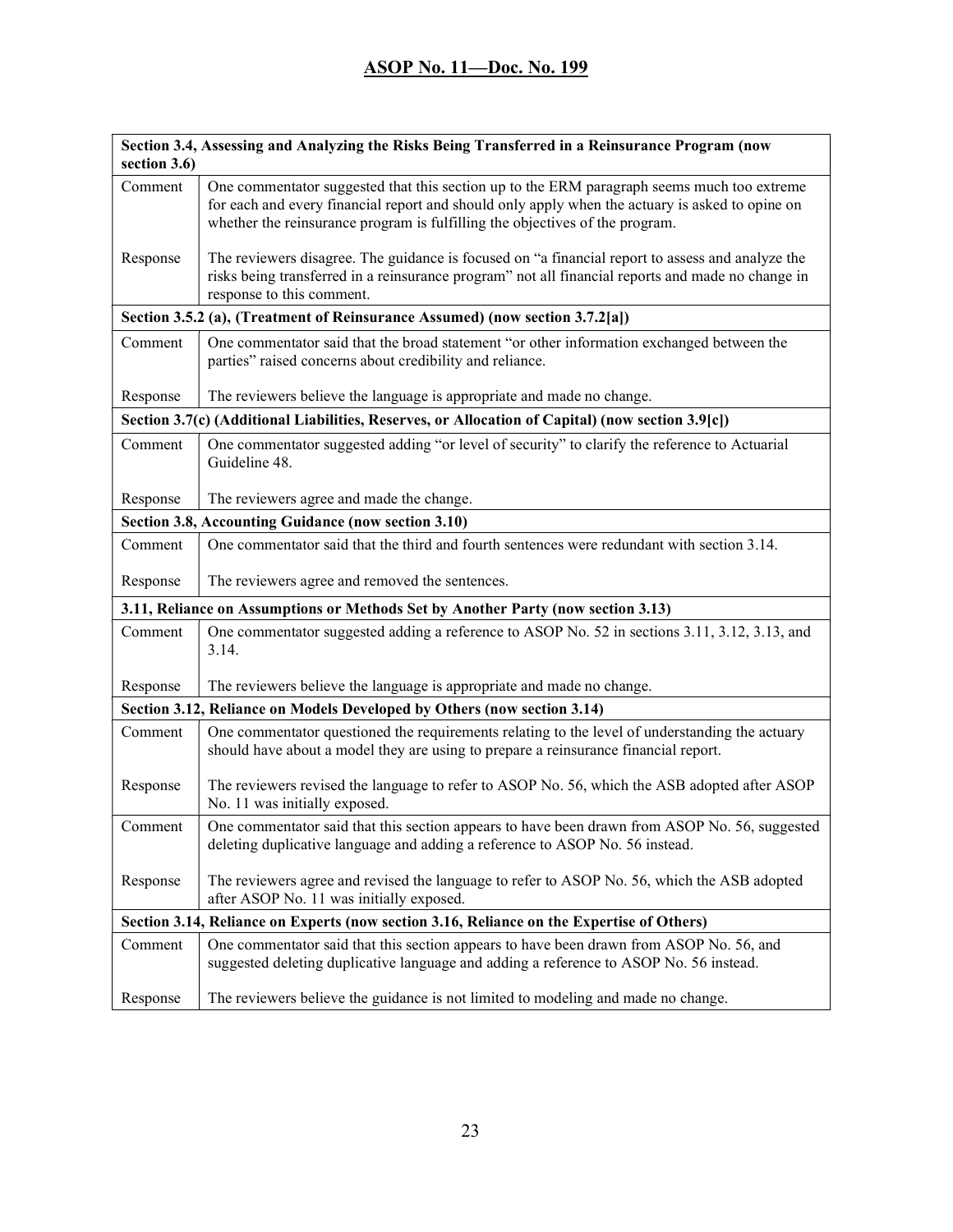| Section 3.4, Assessing and Analyzing the Risks Being Transferred in a Reinsurance Program (now section 3.6) | |
|---|---|
| Comment | One commentator suggested that this section up to the ERM paragraph seems much too extreme for each and every financial report and should only apply when the actuary is asked to opine on whether the reinsurance program is fulfilling the objectives of the program. |
| Response | The reviewers disagree. The guidance is focused on "a financial report to assess and analyze the risks being transferred in a reinsurance program" not all financial reports and made no change in response to this comment. |
| **Section 3.5.2 (a), (Treatment of Reinsurance Assumed) (now section 3.7.2[a])** | |
| Comment | One commentator said that the broad statement "or other information exchanged between the parties" raised concerns about credibility and reliance. |
| Response | The reviewers believe the language is appropriate and made no change. |
| **Section 3.7(c) (Additional Liabilities, Reserves, or Allocation of Capital) (now section 3.9[c])** | |
| Comment | One commentator suggested adding "or level of security" to clarify the reference to Actuarial Guideline 48. |
| Response | The reviewers agree and made the change. |
| **Section 3.8, Accounting Guidance (now section 3.10)** | |
| Comment | One commentator said that the third and fourth sentences were redundant with section 3.14. |
| Response | The reviewers agree and removed the sentences. |
| **3.11, Reliance on Assumptions or Methods Set by Another Party (now section 3.13)** | |
| Comment | One commentator suggested adding a reference to ASOP No. 52 in sections 3.11, 3.12, 3.13, and 3.14. |
| Response | The reviewers believe the language is appropriate and made no change. |
| **Section 3.12, Reliance on Models Developed by Others (now section 3.14)** | |
| Comment | One commentator questioned the requirements relating to the level of understanding the actuary should have about a model they are using to prepare a reinsurance financial report. |
| Response | The reviewers revised the language to refer to ASOP No. 56, which the ASB adopted after ASOP No. 11 was initially exposed. |
| Comment | One commentator said that this section appears to have been drawn from ASOP No. 56, suggested deleting duplicative language and adding a reference to ASOP No. 56 instead. |
| Response | The reviewers agree and revised the language to refer to ASOP No. 56, which the ASB adopted after ASOP No. 11 was initially exposed. |
| **Section 3.14, Reliance on Experts (now section 3.16, Reliance on the Expertise of Others)** | |
| Comment | One commentator said that this section appears to have been drawn from ASOP No. 56, and suggested deleting duplicative language and adding a reference to ASOP No. 56 instead. |
| Response | The reviewers believe the guidance is not limited to modeling and made no change. |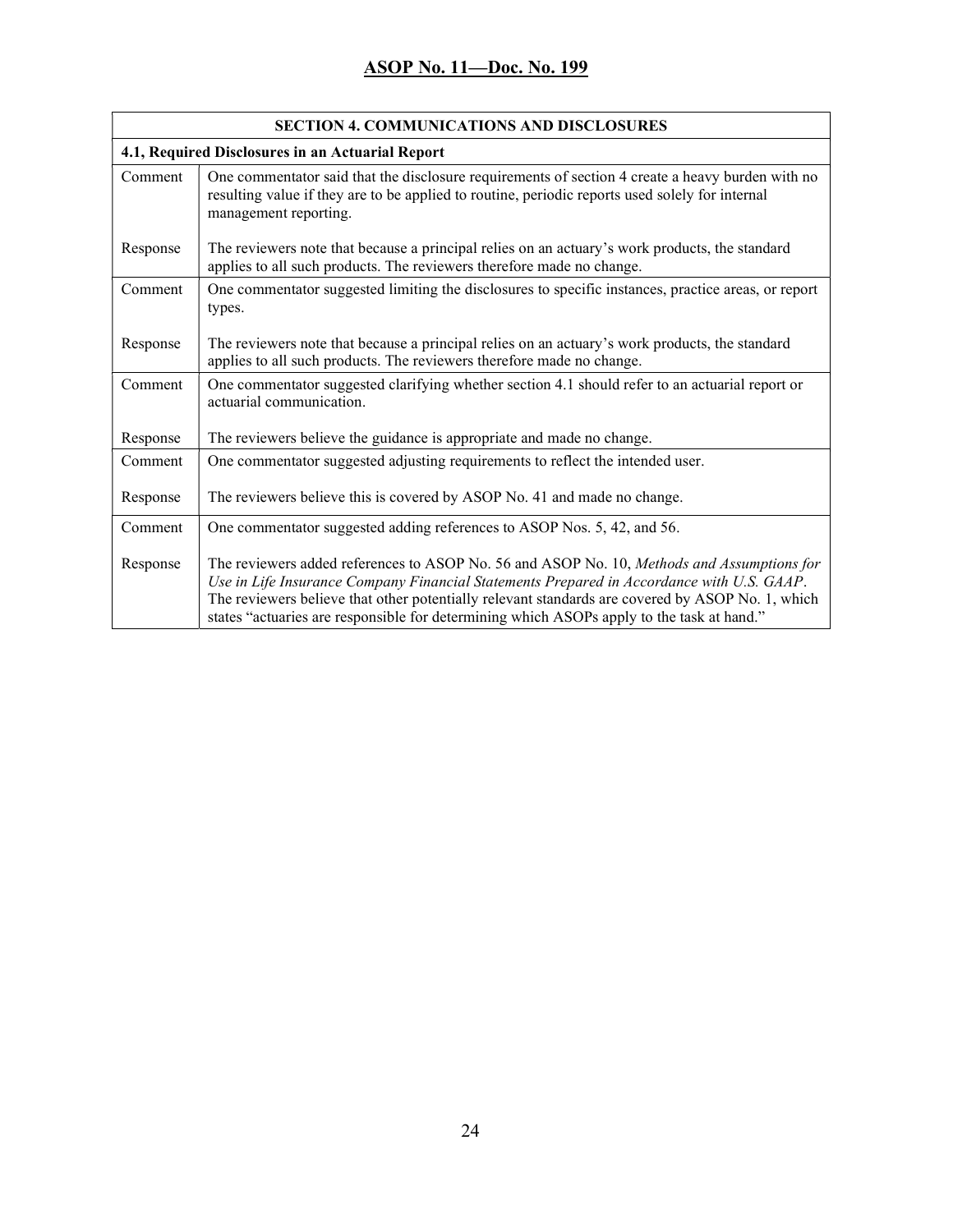| SECTION 4. COMMUNICATIONS AND DISCLOSURES | |
|---|---|
| **4.1, Required Disclosures in an Actuarial Report** | |
| Comment | One commentator said that the disclosure requirements of section 4 create a heavy burden with no resulting value if they are to be applied to routine, periodic reports used solely for internal management reporting. |
| Response | The reviewers note that because a principal relies on an actuary's work products, the standard applies to all such products. The reviewers therefore made no change. |
| Comment | One commentator suggested limiting the disclosures to specific instances, practice areas, or report types. |
| Response | The reviewers note that because a principal relies on an actuary's work products, the standard applies to all such products. The reviewers therefore made no change. |
| Comment | One commentator suggested clarifying whether section 4.1 should refer to an actuarial report or actuarial communication. |
| Response | The reviewers believe the guidance is appropriate and made no change. |
| Comment | One commentator suggested adjusting requirements to reflect the intended user. |
| Response | The reviewers believe this is covered by ASOP No. 41 and made no change. |
| Comment | One commentator suggested adding references to ASOP Nos. 5, 42, and 56. |
| Response | The reviewers added references to ASOP No. 56 and ASOP No. 10, *Methods and Assumptions for Use in Life Insurance Company Financial Statements Prepared in Accordance with U.S. GAAP*. The reviewers believe that other potentially relevant standards are covered by ASOP No. 1, which states "actuaries are responsible for determining which ASOPs apply to the task at hand." |